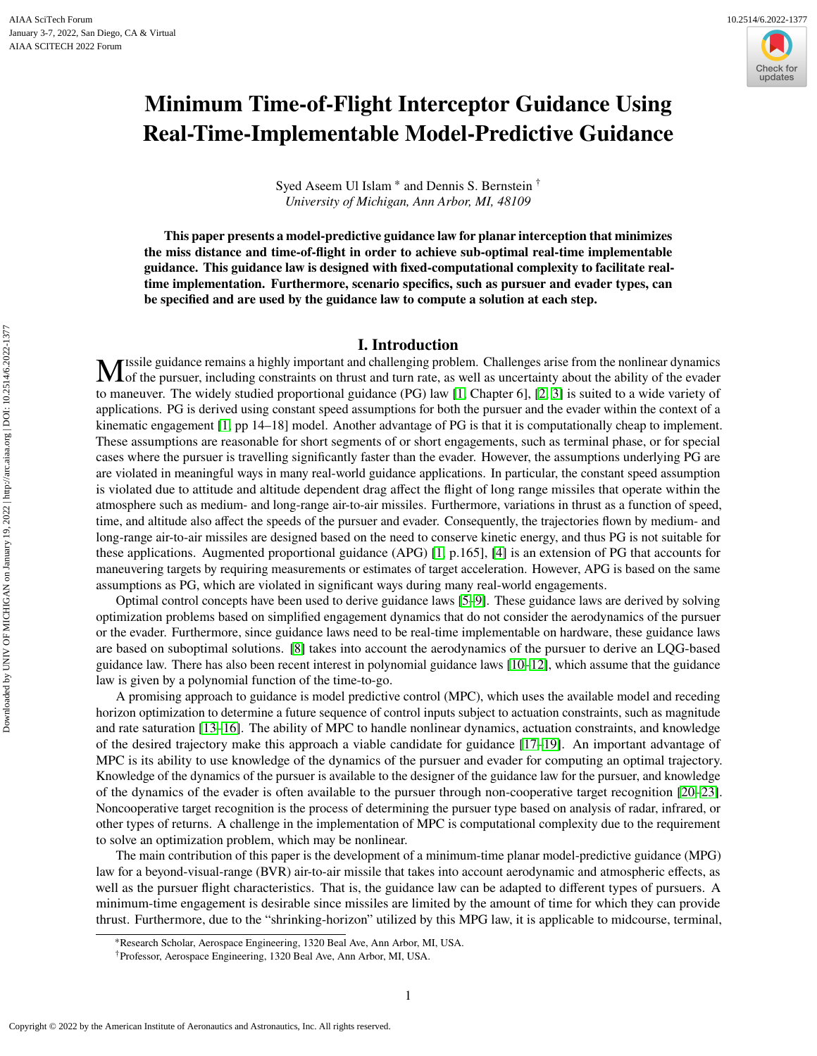# Minimum Time-of-Flight Interceptor Guidance Using Real-Time-Implementable Model-Predictive Guidance

Syed Aseem Ul Islam [*] and Dennis S. Bernstein [†]
*University of Michigan, Ann Arbor, MI, 48109*

**This paper presents a model-predictive guidance law for planar interception that minimizes the miss distance and time-of-flight in order to achieve sub-optimal real-time implementable guidance. This guidance law is designed with fixed-computational complexity to facilitate real-time implementation. Furthermore, scenario specifics, such as pursuer and evader types, can be specified and are used by the guidance law to compute a solution at each step.**

## I. Introduction

Missile guidance remains a highly important and challenging problem. Challenges arise from the nonlinear dynamics of the pursuer, including constraints on thrust and turn rate, as well as uncertainty about the ability of the evader to maneuver. The widely studied proportional guidance (PG) law [1, Chapter 6], [2, 3] is suited to a wide variety of applications. PG is derived using constant speed assumptions for both the pursuer and the evader within the context of a kinematic engagement [1, pp 14–18] model. Another advantage of PG is that it is computationally cheap to implement. These assumptions are reasonable for short segments of or short engagements, such as terminal phase, or for special cases where the pursuer is travelling significantly faster than the evader. However, the assumptions underlying PG are are violated in meaningful ways in many real-world guidance applications. In particular, the constant speed assumption is violated due to attitude and altitude dependent drag affect the flight of long range missiles that operate within the atmosphere such as medium- and long-range air-to-air missiles. Furthermore, variations in thrust as a function of speed, time, and altitude also affect the speeds of the pursuer and evader. Consequently, the trajectories flown by medium- and long-range air-to-air missiles are designed based on the need to conserve kinetic energy, and thus PG is not suitable for these applications. Augmented proportional guidance (APG) [1, p.165], [4] is an extension of PG that accounts for maneuvering targets by requiring measurements or estimates of target acceleration. However, APG is based on the same assumptions as PG, which are violated in significant ways during many real-world engagements.

Optimal control concepts have been used to derive guidance laws [5–9]. These guidance laws are derived by solving optimization problems based on simplified engagement dynamics that do not consider the aerodynamics of the pursuer or the evader. Furthermore, since guidance laws need to be real-time implementable on hardware, these guidance laws are based on suboptimal solutions. [8] takes into account the aerodynamics of the pursuer to derive an LQG-based guidance law. There has also been recent interest in polynomial guidance laws [10–12], which assume that the guidance law is given by a polynomial function of the time-to-go.

A promising approach to guidance is model predictive control (MPC), which uses the available model and receding horizon optimization to determine a future sequence of control inputs subject to actuation constraints, such as magnitude and rate saturation [13–16]. The ability of MPC to handle nonlinear dynamics, actuation constraints, and knowledge of the desired trajectory make this approach a viable candidate for guidance [17–19]. An important advantage of MPC is its ability to use knowledge of the dynamics of the pursuer and evader for computing an optimal trajectory. Knowledge of the dynamics of the pursuer is available to the designer of the guidance law for the pursuer, and knowledge of the dynamics of the evader is often available to the pursuer through non-cooperative target recognition [20–23]. Noncooperative target recognition is the process of determining the pursuer type based on analysis of radar, infrared, or other types of returns. A challenge in the implementation of MPC is computational complexity due to the requirement to solve an optimization problem, which may be nonlinear.

The main contribution of this paper is the development of a minimum-time planar model-predictive guidance (MPG) law for a beyond-visual-range (BVR) air-to-air missile that takes into account aerodynamic and atmospheric effects, as well as the pursuer flight characteristics. That is, the guidance law can be adapted to different types of pursuers. A minimum-time engagement is desirable since missiles are limited by the amount of time for which they can provide thrust. Furthermore, due to the "shrinking-horizon" utilized by this MPG law, it is applicable to midcourse, terminal,

[*] Research Scholar, Aerospace Engineering, 1320 Beal Ave, Ann Arbor, MI, USA.
[†] Professor, Aerospace Engineering, 1320 Beal Ave, Ann Arbor, MI, USA.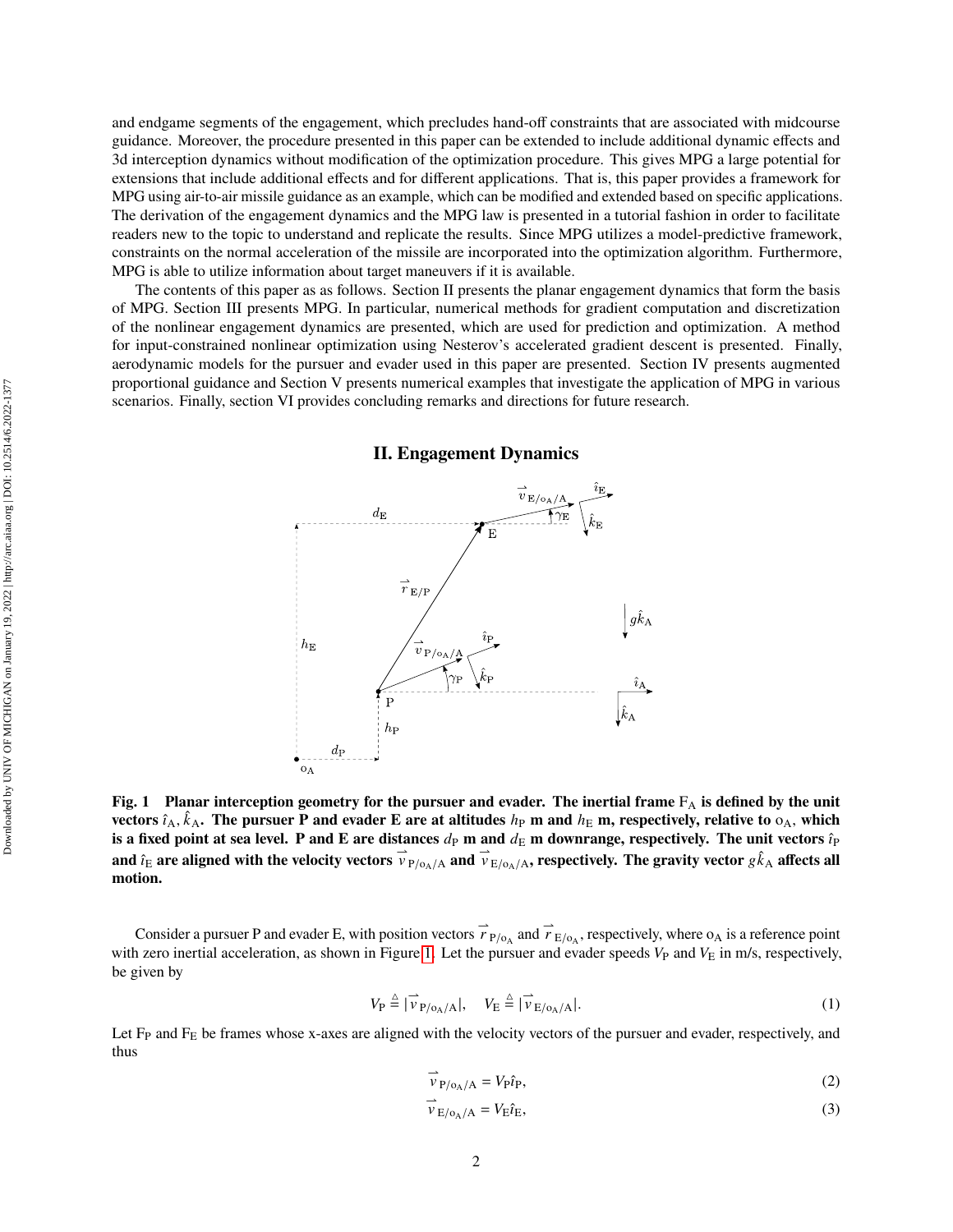and endgame segments of the engagement, which precludes hand-off constraints that are associated with midcourse guidance. Moreover, the procedure presented in this paper can be extended to include additional dynamic effects and 3d interception dynamics without modification of the optimization procedure. This gives MPG a large potential for extensions that include additional effects and for different applications. That is, this paper provides a framework for MPG using air-to-air missile guidance as an example, which can be modified and extended based on specific applications. The derivation of the engagement dynamics and the MPG law is presented in a tutorial fashion in order to facilitate readers new to the topic to understand and replicate the results. Since MPG utilizes a model-predictive framework, constraints on the normal acceleration of the missile are incorporated into the optimization algorithm. Furthermore, MPG is able to utilize information about target maneuvers if it is available.

The contents of this paper as as follows. Section II presents the planar engagement dynamics that form the basis of MPG. Section III presents MPG. In particular, numerical methods for gradient computation and discretization of the nonlinear engagement dynamics are presented, which are used for prediction and optimization. A method for input-constrained nonlinear optimization using Nesterov's accelerated gradient descent is presented. Finally, aerodynamic models for the pursuer and evader used in this paper are presented. Section IV presents augmented proportional guidance and Section V presents numerical examples that investigate the application of MPG in various scenarios. Finally, section VI provides concluding remarks and directions for future research.

## II. Engagement Dynamics

**Fig. 1 Planar interception geometry for the pursuer and evader. The inertial frame $F_A$ is defined by the unit vectors $\hat{\imath}_A, \hat{k}_A$. The pursuer P and evader E are at altitudes $h_P$ m and $h_E$ m, respectively, relative to $o_A$, which is a fixed point at sea level. P and E are distances $d_P$ m and $d_E$ m downrange, respectively. The unit vectors $\hat{\imath}_P$ and $\hat{\imath}_E$ are aligned with the velocity vectors $\vec{v}_{P/o_A/A}$ and $\vec{v}_{E/o_A/A}$, respectively. The gravity vector $g\hat{k}_A$ affects all motion.**

Consider a pursuer P and evader E, with position vectors $\vec{r}_{P/o_A}$ and $\vec{r}_{E/o_A}$, respectively, where $o_A$ is a reference point with zero inertial acceleration, as shown in Figure 1. Let the pursuer and evader speeds $V_P$ and $V_E$ in m/s, respectively, be given by

$$V_P \triangleq |\vec{v}_{P/o_A/A}|, \quad V_E \triangleq |\vec{v}_{E/o_A/A}|. \tag{1}$$

Let $F_P$ and $F_E$ be frames whose x-axes are aligned with the velocity vectors of the pursuer and evader, respectively, and thus

$$\vec{v}_{P/o_A/A} = V_P \hat{\imath}_P, \tag{2}$$

$$\vec{v}_{E/o_A/A} = V_E \hat{\imath}_E, \tag{3}$$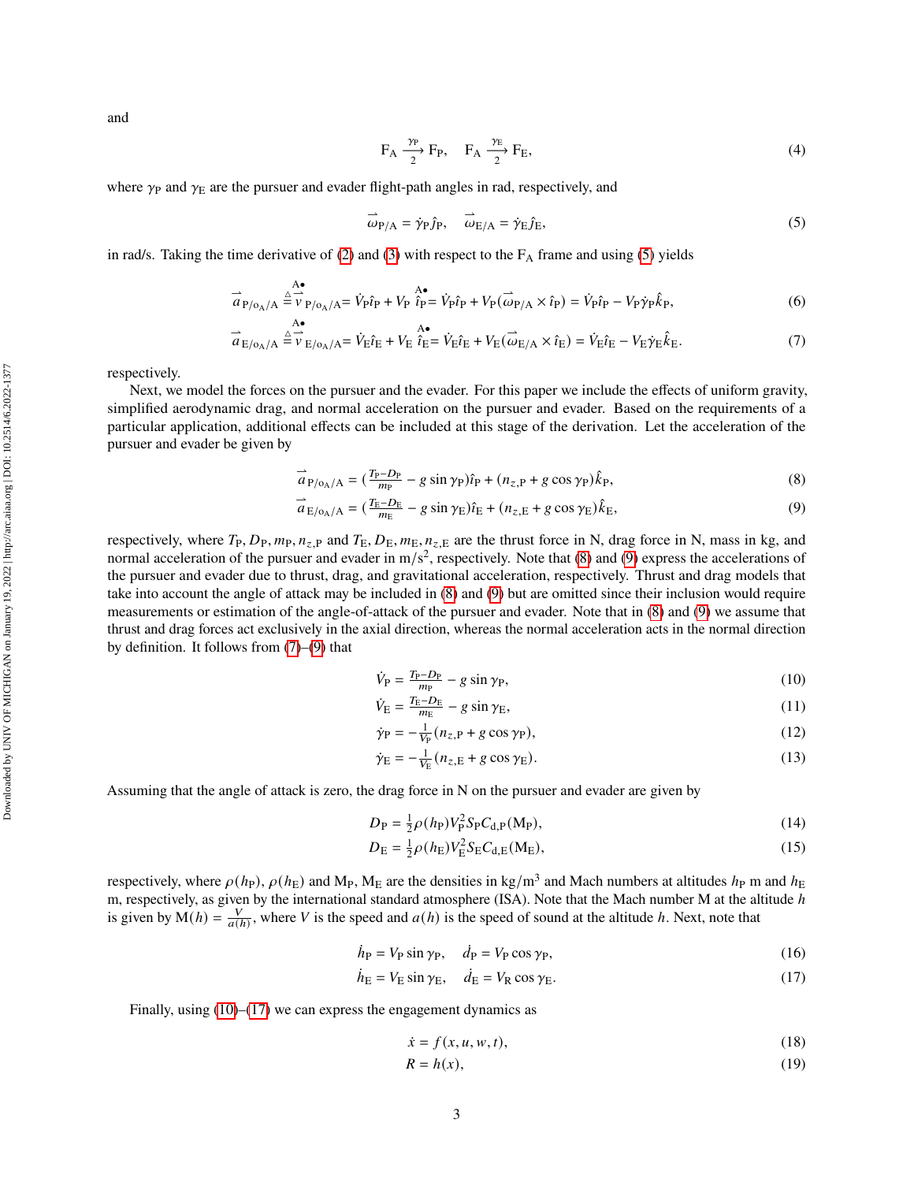and

$$\mathrm{F_A} \xrightarrow[2]{\gamma_\mathrm{P}} \mathrm{F_P}, \quad \mathrm{F_A} \xrightarrow[2]{\gamma_\mathrm{E}} \mathrm{F_E}, \tag{4}$$

where $\gamma_\mathrm{P}$ and $\gamma_\mathrm{E}$ are the pursuer and evader flight-path angles in rad, respectively, and

$$\vec{\omega}_{\mathrm{P/A}} = \dot{\gamma}_\mathrm{P}\hat{j}_\mathrm{P}, \quad \vec{\omega}_{\mathrm{E/A}} = \dot{\gamma}_\mathrm{E}\hat{j}_\mathrm{E}, \tag{5}$$

in rad/s. Taking the time derivative of (2) and (3) with respect to the $\mathrm{F_A}$ frame and using (5) yields

$$\vec{a}_{\mathrm{P/o_A/A}} \overset{\triangle}{=} \overset{\mathrm{A}\bullet}{\vec{v}}_{\mathrm{P/o_A/A}} = \dot{V}_\mathrm{P}\hat{\imath}_\mathrm{P} + V_\mathrm{P}\overset{\mathrm{A}\bullet}{\hat{\imath}_\mathrm{P}} = \dot{V}_\mathrm{P}\hat{\imath}_\mathrm{P} + V_\mathrm{P}(\vec{\omega}_{\mathrm{P/A}} \times \hat{\imath}_\mathrm{P}) = \dot{V}_\mathrm{P}\hat{\imath}_\mathrm{P} - V_\mathrm{P}\dot{\gamma}_\mathrm{P}\hat{k}_\mathrm{P}, \tag{6}$$

$$\vec{a}_{\mathrm{E/o_A/A}} \overset{\triangle}{=} \overset{\mathrm{A}\bullet}{\vec{v}}_{\mathrm{E/o_A/A}} = \dot{V}_\mathrm{E}\hat{\imath}_\mathrm{E} + V_\mathrm{E}\overset{\mathrm{A}\bullet}{\hat{\imath}_\mathrm{E}} = \dot{V}_\mathrm{E}\hat{\imath}_\mathrm{E} + V_\mathrm{E}(\vec{\omega}_{\mathrm{E/A}} \times \hat{\imath}_\mathrm{E}) = \dot{V}_\mathrm{E}\hat{\imath}_\mathrm{E} - V_\mathrm{E}\dot{\gamma}_\mathrm{E}\hat{k}_\mathrm{E}. \tag{7}$$

respectively.

Next, we model the forces on the pursuer and the evader. For this paper we include the effects of uniform gravity, simplified aerodynamic drag, and normal acceleration on the pursuer and evader. Based on the requirements of a particular application, additional effects can be included at this stage of the derivation. Let the acceleration of the pursuer and evader be given by

$$\vec{a}_{\mathrm{P/o_A/A}} = \left(\tfrac{T_\mathrm{P}-D_\mathrm{P}}{m_\mathrm{P}} - g\sin\gamma_\mathrm{P}\right)\hat{\imath}_\mathrm{P} + (n_{z,\mathrm{P}} + g\cos\gamma_\mathrm{P})\hat{k}_\mathrm{P}, \tag{8}$$

$$\vec{a}_{\mathrm{E/o_A/A}} = \left(\tfrac{T_\mathrm{E}-D_\mathrm{E}}{m_\mathrm{E}} - g\sin\gamma_\mathrm{E}\right)\hat{\imath}_\mathrm{E} + (n_{z,\mathrm{E}} + g\cos\gamma_\mathrm{E})\hat{k}_\mathrm{E}, \tag{9}$$

respectively, where $T_\mathrm{P}, D_\mathrm{P}, m_\mathrm{P}, n_{z,\mathrm{P}}$ and $T_\mathrm{E}, D_\mathrm{E}, m_\mathrm{E}, n_{z,\mathrm{E}}$ are the thrust force in N, drag force in N, mass in kg, and normal acceleration of the pursuer and evader in $\mathrm{m/s^2}$, respectively. Note that (8) and (9) express the accelerations of the pursuer and evader due to thrust, drag, and gravitational acceleration, respectively. Thrust and drag models that take into account the angle of attack may be included in (8) and (9) but are omitted since their inclusion would require measurements or estimation of the angle-of-attack of the pursuer and evader. Note that in (8) and (9) we assume that thrust and drag forces act exclusively in the axial direction, whereas the normal acceleration acts in the normal direction by definition. It follows from (7)–(9) that

$$\dot{V}_\mathrm{P} = \tfrac{T_\mathrm{P}-D_\mathrm{P}}{m_\mathrm{P}} - g\sin\gamma_\mathrm{P}, \tag{10}$$

$$\dot{V}_\mathrm{E} = \tfrac{T_\mathrm{E}-D_\mathrm{E}}{m_\mathrm{E}} - g\sin\gamma_\mathrm{E}, \tag{11}$$

$$\dot{\gamma}_\mathrm{P} = -\tfrac{1}{V_\mathrm{P}}(n_{z,\mathrm{P}} + g\cos\gamma_\mathrm{P}), \tag{12}$$

$$\dot{\gamma}_\mathrm{E} = -\tfrac{1}{V_\mathrm{E}}(n_{z,\mathrm{E}} + g\cos\gamma_\mathrm{E}). \tag{13}$$

Assuming that the angle of attack is zero, the drag force in N on the pursuer and evader are given by

$$D_\mathrm{P} = \tfrac{1}{2}\rho(h_\mathrm{P})V_\mathrm{P}^2 S_\mathrm{P} C_{\mathrm{d,P}}(\mathrm{M_P}), \tag{14}$$

$$D_\mathrm{E} = \tfrac{1}{2}\rho(h_\mathrm{E})V_\mathrm{E}^2 S_\mathrm{E} C_{\mathrm{d,E}}(\mathrm{M_E}), \tag{15}$$

respectively, where $\rho(h_\mathrm{P})$, $\rho(h_\mathrm{E})$ and $\mathrm{M_P}$, $\mathrm{M_E}$ are the densities in $\mathrm{kg/m^3}$ and Mach numbers at altitudes $h_\mathrm{P}$ m and $h_\mathrm{E}$ m, respectively, as given by the international standard atmosphere (ISA). Note that the Mach number M at the altitude $h$ is given by $\mathrm{M}(h) = \frac{V}{a(h)}$, where $V$ is the speed and $a(h)$ is the speed of sound at the altitude $h$. Next, note that

$$\dot{h}_\mathrm{P} = V_\mathrm{P}\sin\gamma_\mathrm{P}, \quad \dot{d}_\mathrm{P} = V_\mathrm{P}\cos\gamma_\mathrm{P}, \tag{16}$$

$$\dot{h}_\mathrm{E} = V_\mathrm{E}\sin\gamma_\mathrm{E}, \quad \dot{d}_\mathrm{E} = V_\mathrm{R}\cos\gamma_\mathrm{E}. \tag{17}$$

Finally, using (10)–(17) we can express the engagement dynamics as

$$\dot{x} = f(x, u, w, t), \tag{18}$$

$$R = h(x), \tag{19}$$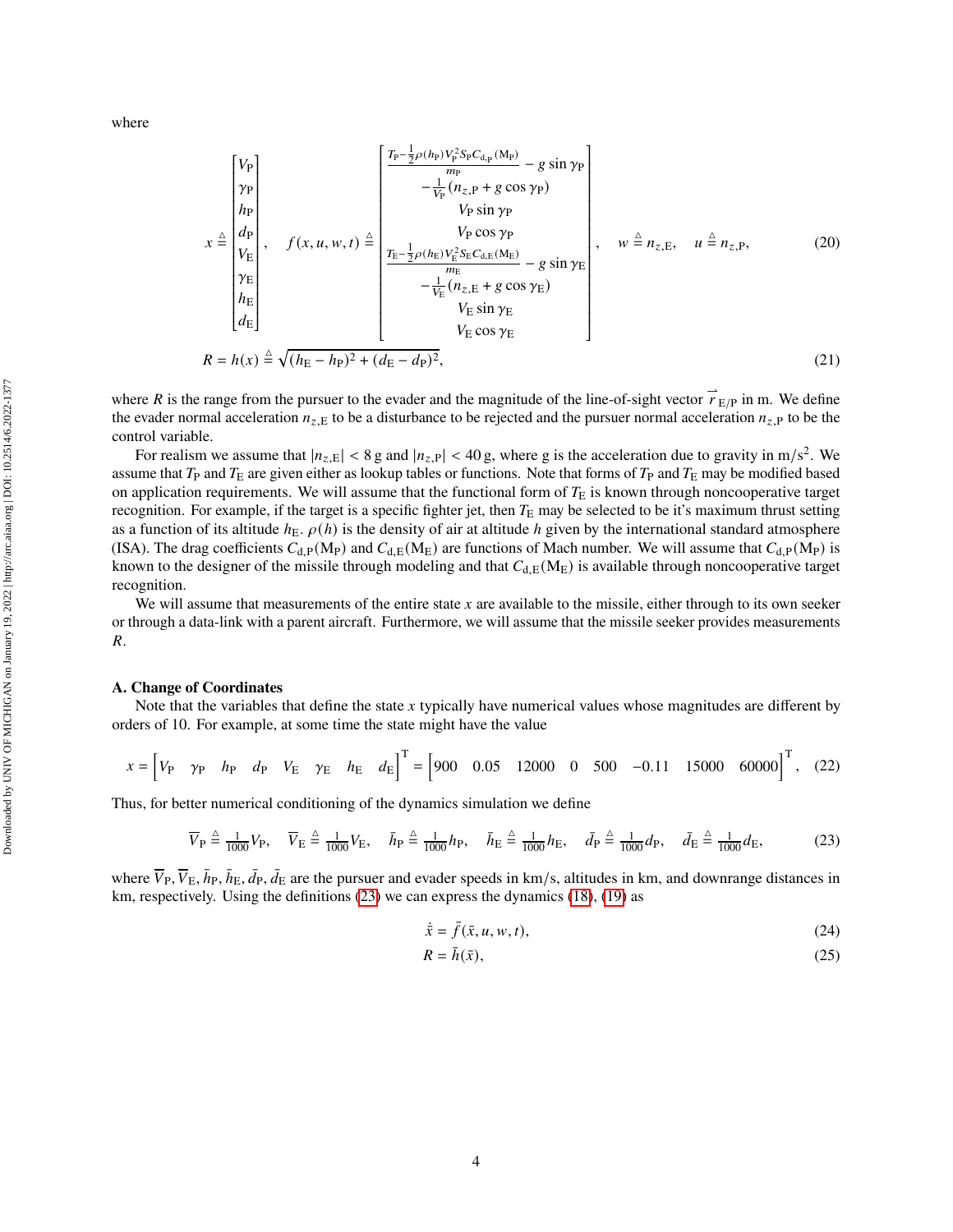where

$$
x \triangleq \begin{bmatrix} V_\mathrm{P} \\ \gamma_\mathrm{P} \\ h_\mathrm{P} \\ d_\mathrm{P} \\ V_\mathrm{E} \\ \gamma_\mathrm{E} \\ h_\mathrm{E} \\ d_\mathrm{E} \end{bmatrix}, \quad f(x,u,w,t) \triangleq \begin{bmatrix} \frac{T_\mathrm{P} - \frac{1}{2}\rho(h_\mathrm{P}) V_\mathrm{P}^2 S_\mathrm{P} C_{\mathrm{d,p}}(\mathrm{M}_\mathrm{P})}{m_\mathrm{P}} - g\sin\gamma_\mathrm{P} \\ -\frac{1}{V_\mathrm{P}}(n_{z,\mathrm{P}} + g\cos\gamma_\mathrm{P}) \\ V_\mathrm{P}\sin\gamma_\mathrm{P} \\ V_\mathrm{P}\cos\gamma_\mathrm{P} \\ \frac{T_\mathrm{E} - \frac{1}{2}\rho(h_\mathrm{E}) V_\mathrm{E}^2 S_\mathrm{E} C_{\mathrm{d,E}}(\mathrm{M}_\mathrm{E})}{m_\mathrm{E}} - g\sin\gamma_\mathrm{E} \\ -\frac{1}{V_\mathrm{E}}(n_{z,\mathrm{E}} + g\cos\gamma_\mathrm{E}) \\ V_\mathrm{E}\sin\gamma_\mathrm{E} \\ V_\mathrm{E}\cos\gamma_\mathrm{E} \end{bmatrix}, \quad w \triangleq n_{z,\mathrm{E}}, \quad u \triangleq n_{z,\mathrm{P}}, \tag{20}
$$

$$
R = h(x) \triangleq \sqrt{(h_\mathrm{E} - h_\mathrm{P})^2 + (d_\mathrm{E} - d_\mathrm{P})^2}, \tag{21}
$$

where $R$ is the range from the pursuer to the evader and the magnitude of the line-of-sight vector $\vec{r}_{\mathrm{E/P}}$ in m. We define the evader normal acceleration $n_{z,\mathrm{E}}$ to be a disturbance to be rejected and the pursuer normal acceleration $n_{z,\mathrm{P}}$ to be the control variable.

For realism we assume that $|n_{z,\mathrm{E}}| < 8\,\mathrm{g}$ and $|n_{z,\mathrm{P}}| < 40\,\mathrm{g}$, where g is the acceleration due to gravity in $\mathrm{m/s^2}$. We assume that $T_\mathrm{P}$ and $T_\mathrm{E}$ are given either as lookup tables or functions. Note that forms of $T_\mathrm{P}$ and $T_\mathrm{E}$ may be modified based on application requirements. We will assume that the functional form of $T_\mathrm{E}$ is known through noncooperative target recognition. For example, if the target is a specific fighter jet, then $T_\mathrm{E}$ may be selected to be it's maximum thrust setting as a function of its altitude $h_\mathrm{E}$. $\rho(h)$ is the density of air at altitude $h$ given by the international standard atmosphere (ISA). The drag coefficients $C_{\mathrm{d,P}}(\mathrm{M}_\mathrm{P})$ and $C_{\mathrm{d,E}}(\mathrm{M}_\mathrm{E})$ are functions of Mach number. We will assume that $C_{\mathrm{d,P}}(\mathrm{M}_\mathrm{P})$ is known to the designer of the missile through modeling and that $C_{\mathrm{d,E}}(\mathrm{M}_\mathrm{E})$ is available through noncooperative target recognition.

We will assume that measurements of the entire state $x$ are available to the missile, either through to its own seeker or through a data-link with a parent aircraft. Furthermore, we will assume that the missile seeker provides measurements $R$.

### A. Change of Coordinates

Note that the variables that define the state $x$ typically have numerical values whose magnitudes are different by orders of 10. For example, at some time the state might have the value

$$
x = \begin{bmatrix} V_\mathrm{P} & \gamma_\mathrm{P} & h_\mathrm{P} & d_\mathrm{P} & V_\mathrm{E} & \gamma_\mathrm{E} & h_\mathrm{E} & d_\mathrm{E} \end{bmatrix}^\mathrm{T} = \begin{bmatrix} 900 & 0.05 & 12000 & 0 & 500 & -0.11 & 15000 & 60000 \end{bmatrix}^\mathrm{T}, \tag{22}
$$

Thus, for better numerical conditioning of the dynamics simulation we define

$$
\overline{V}_\mathrm{P} \triangleq \tfrac{1}{1000}V_\mathrm{P}, \quad \overline{V}_\mathrm{E} \triangleq \tfrac{1}{1000}V_\mathrm{E}, \quad \bar{h}_\mathrm{P} \triangleq \tfrac{1}{1000}h_\mathrm{P}, \quad \bar{h}_\mathrm{E} \triangleq \tfrac{1}{1000}h_\mathrm{E}, \quad \bar{d}_\mathrm{P} \triangleq \tfrac{1}{1000}d_\mathrm{P}, \quad \bar{d}_\mathrm{E} \triangleq \tfrac{1}{1000}d_\mathrm{E}, \tag{23}
$$

where $\overline{V}_\mathrm{P}, \overline{V}_\mathrm{E}, \bar{h}_\mathrm{P}, \bar{h}_\mathrm{E}, \bar{d}_\mathrm{P}, \bar{d}_\mathrm{E}$ are the pursuer and evader speeds in km/s, altitudes in km, and downrange distances in km, respectively. Using the definitions (23) we can express the dynamics (18), (19) as

$$
\dot{\bar{x}} = \bar{f}(\bar{x}, u, w, t), \tag{24}
$$

$$
R = \bar{h}(\bar{x}), \tag{25}
$$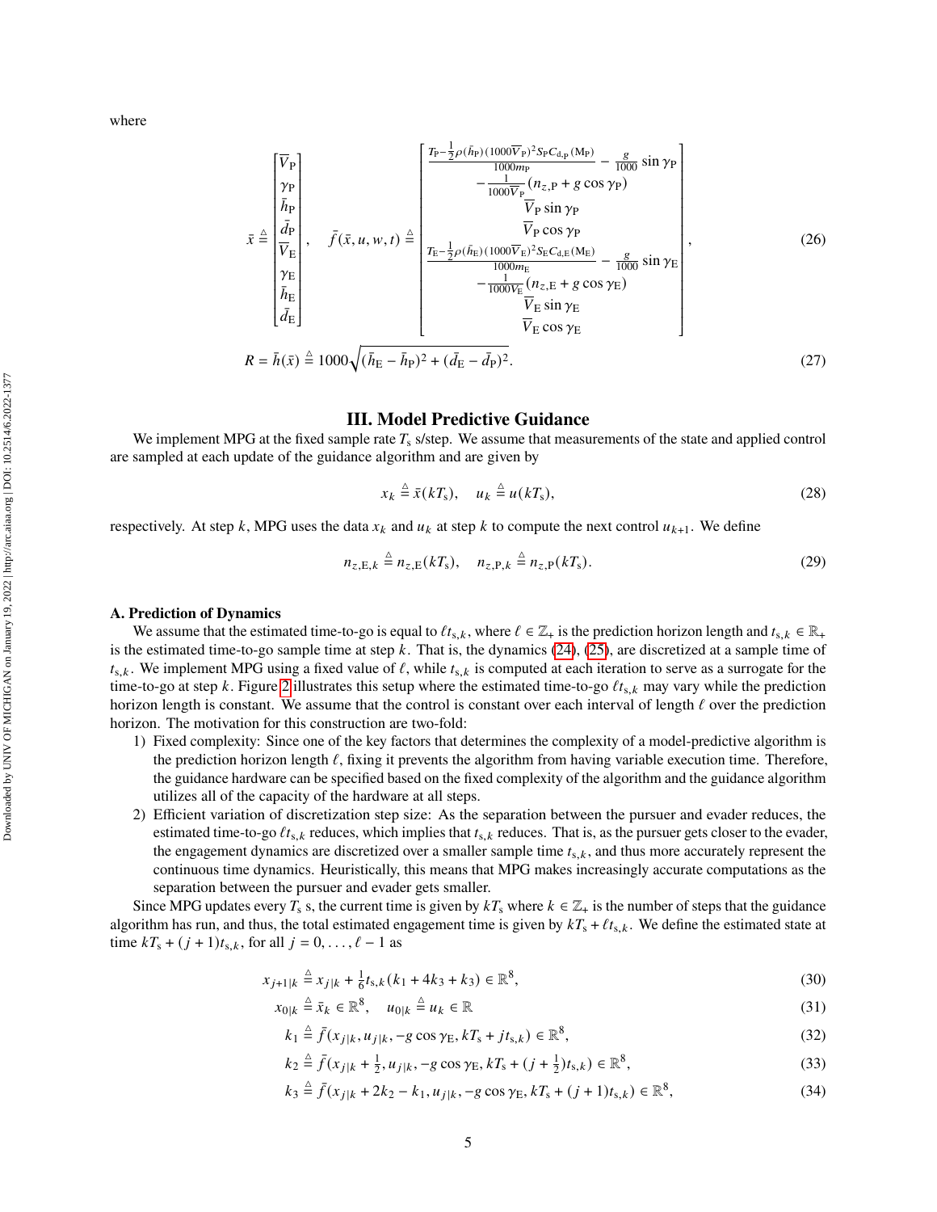where

$$
\bar{x} \triangleq \begin{bmatrix} \overline{V}_{\mathrm{P}} \\ \gamma_{\mathrm{P}} \\ \bar{h}_{\mathrm{P}} \\ \bar{d}_{\mathrm{P}} \\ \overline{V}_{\mathrm{E}} \\ \gamma_{\mathrm{E}} \\ \bar{h}_{\mathrm{E}} \\ \bar{d}_{\mathrm{E}} \end{bmatrix}, \quad \bar{f}(\bar{x}, u, w, t) \triangleq \begin{bmatrix} \frac{T_{\mathrm{P}} - \frac{1}{2}\rho(\bar{h}_{\mathrm{P}})(1000\overline{V}_{\mathrm{P}})^2 S_{\mathrm{P}} C_{\mathrm{d,p}}(\mathrm{M}_{\mathrm{P}})}{1000 m_{\mathrm{P}}} - \frac{g}{1000}\sin\gamma_{\mathrm{P}} \\ -\frac{1}{1000\overline{V}_{\mathrm{P}}}(n_{z,\mathrm{P}} + g\cos\gamma_{\mathrm{P}}) \\ \overline{V}_{\mathrm{P}}\sin\gamma_{\mathrm{P}} \\ \overline{V}_{\mathrm{P}}\cos\gamma_{\mathrm{P}} \\ \frac{T_{\mathrm{E}} - \frac{1}{2}\rho(\bar{h}_{\mathrm{E}})(1000\overline{V}_{\mathrm{E}})^2 S_{\mathrm{E}} C_{\mathrm{d,E}}(\mathrm{M}_{\mathrm{E}})}{1000 m_{\mathrm{E}}} - \frac{g}{1000}\sin\gamma_{\mathrm{E}} \\ -\frac{1}{1000\overline{V}_{\mathrm{E}}}(n_{z,\mathrm{E}} + g\cos\gamma_{\mathrm{E}}) \\ \overline{V}_{\mathrm{E}}\sin\gamma_{\mathrm{E}} \\ \overline{V}_{\mathrm{E}}\cos\gamma_{\mathrm{E}} \end{bmatrix}, \tag{26}
$$

$$
R = \bar{h}(\bar{x}) \triangleq 1000\sqrt{(\bar{h}_{\mathrm{E}} - \bar{h}_{\mathrm{P}})^2 + (\bar{d}_{\mathrm{E}} - \bar{d}_{\mathrm{P}})^2}. \tag{27}
$$

## III. Model Predictive Guidance

We implement MPG at the fixed sample rate $T_{\mathrm{s}}$ s/step. We assume that measurements of the state and applied control are sampled at each update of the guidance algorithm and are given by

$$
x_k \triangleq \bar{x}(kT_{\mathrm{s}}), \quad u_k \triangleq u(kT_{\mathrm{s}}), \tag{28}
$$

respectively. At step $k$, MPG uses the data $x_k$ and $u_k$ at step $k$ to compute the next control $u_{k+1}$. We define

$$
n_{z,\mathrm{E},k} \triangleq n_{z,\mathrm{E}}(kT_{\mathrm{s}}), \quad n_{z,\mathrm{P},k} \triangleq n_{z,\mathrm{P}}(kT_{\mathrm{s}}). \tag{29}
$$

### A. Prediction of Dynamics

We assume that the estimated time-to-go is equal to $\ell t_{\mathrm{s},k}$, where $\ell \in \mathbb{Z}_+$ is the prediction horizon length and $t_{\mathrm{s},k} \in \mathbb{R}_+$ is the estimated time-to-go sample time at step $k$. That is, the dynamics (24), (25), are discretized at a sample time of $t_{\mathrm{s},k}$. We implement MPG using a fixed value of $\ell$, while $t_{\mathrm{s},k}$ is computed at each iteration to serve as a surrogate for the time-to-go at step $k$. Figure 2 illustrates this setup where the estimated time-to-go $\ell t_{\mathrm{s},k}$ may vary while the prediction horizon length is constant. We assume that the control is constant over each interval of length $\ell$ over the prediction horizon. The motivation for this construction are two-fold:

1) Fixed complexity: Since one of the key factors that determines the complexity of a model-predictive algorithm is the prediction horizon length $\ell$, fixing it prevents the algorithm from having variable execution time. Therefore, the guidance hardware can be specified based on the fixed complexity of the algorithm and the guidance algorithm utilizes all of the capacity of the hardware at all steps.
2) Efficient variation of discretization step size: As the separation between the pursuer and evader reduces, the estimated time-to-go $\ell t_{\mathrm{s},k}$ reduces, which implies that $t_{\mathrm{s},k}$ reduces. That is, as the pursuer gets closer to the evader, the engagement dynamics are discretized over a smaller sample time $t_{\mathrm{s},k}$, and thus more accurately represent the continuous time dynamics. Heuristically, this means that MPG makes increasingly accurate computations as the separation between the pursuer and evader gets smaller.

Since MPG updates every $T_{\mathrm{s}}$ s, the current time is given by $kT_{\mathrm{s}}$ where $k \in \mathbb{Z}_+$ is the number of steps that the guidance algorithm has run, and thus, the total estimated engagement time is given by $kT_{\mathrm{s}} + \ell t_{\mathrm{s},k}$. We define the estimated state at time $kT_{\mathrm{s}} + (j+1)t_{\mathrm{s},k}$, for all $j = 0, \ldots, \ell - 1$ as

$$
x_{j+1|k} \triangleq x_{j|k} + \tfrac{1}{6} t_{\mathrm{s},k}(k_1 + 4k_3 + k_3) \in \mathbb{R}^8, \tag{30}
$$

$$
x_{0|k} \triangleq \bar{x}_k \in \mathbb{R}^8, \quad u_{0|k} \triangleq u_k \in \mathbb{R} \tag{31}
$$

$$
k_1 \triangleq \bar{f}(x_{j|k}, u_{j|k}, -g\cos\gamma_{\mathrm{E}}, kT_{\mathrm{s}} + jt_{\mathrm{s},k}) \in \mathbb{R}^8, \tag{32}
$$

$$
k_2 \triangleq \bar{f}(x_{j|k} + \tfrac{1}{2}, u_{j|k}, -g\cos\gamma_{\mathrm{E}}, kT_{\mathrm{s}} + (j + \tfrac{1}{2})t_{\mathrm{s},k}) \in \mathbb{R}^8, \tag{33}
$$

$$
k_3 \triangleq \bar{f}(x_{j|k} + 2k_2 - k_1, u_{j|k}, -g\cos\gamma_{\mathrm{E}}, kT_{\mathrm{s}} + (j+1)t_{\mathrm{s},k}) \in \mathbb{R}^8, \tag{34}
$$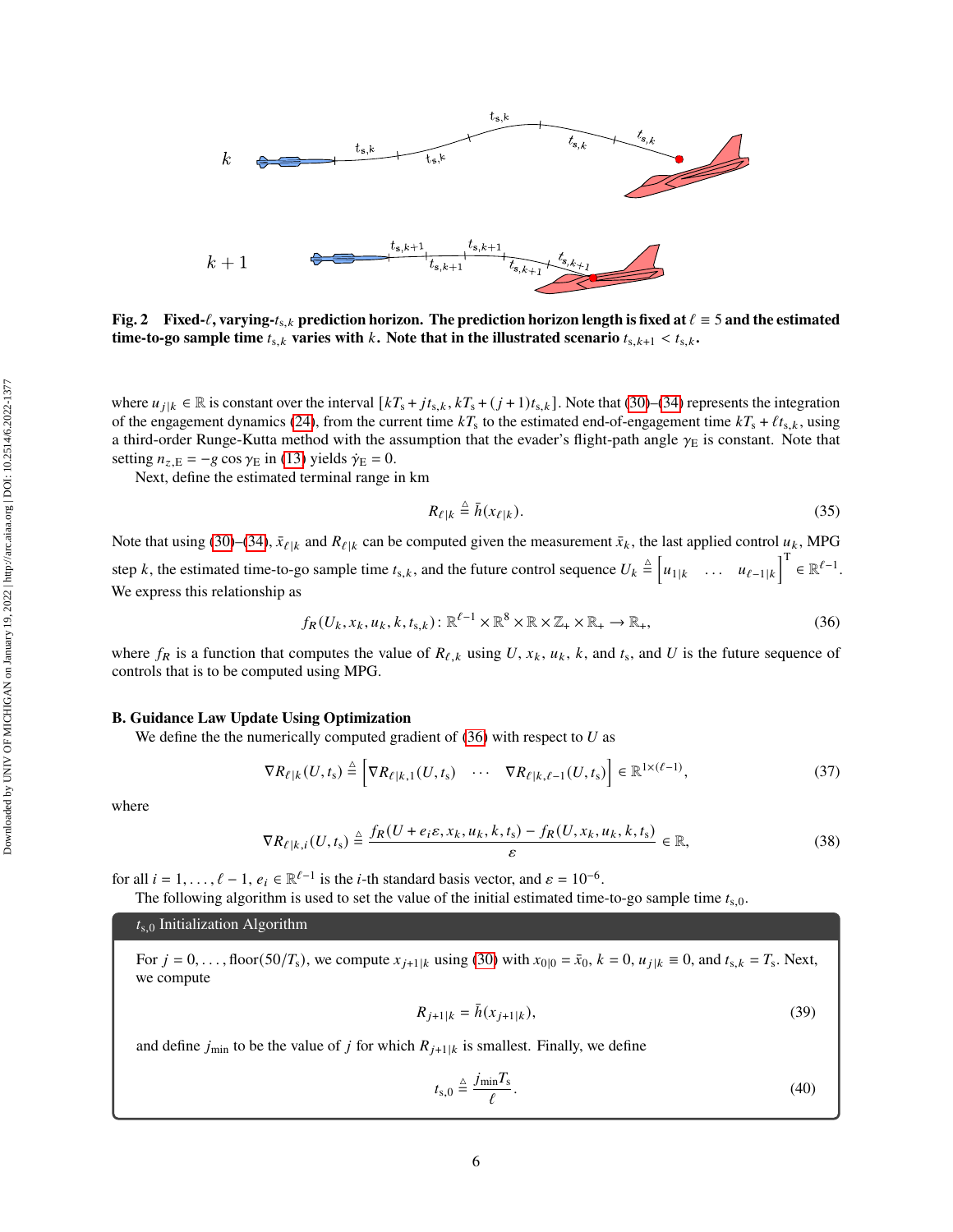Fig. 2 **Fixed-$\ell$, varying-$t_{s,k}$ prediction horizon. The prediction horizon length is fixed at $\ell \equiv 5$ and the estimated time-to-go sample time $t_{s,k}$ varies with $k$. Note that in the illustrated scenario $t_{s,k+1} < t_{s,k}$.**

where $u_{j|k} \in \mathbb{R}$ is constant over the interval $[kT_s + jt_{s,k}, kT_s + (j+1)t_{s,k}]$. Note that (30)–(34) represents the integration of the engagement dynamics (24), from the current time $kT_s$ to the estimated end-of-engagement time $kT_s + \ell t_{s,k}$, using a third-order Runge-Kutta method with the assumption that the evader's flight-path angle $\gamma_E$ is constant. Note that setting $n_{z,E} = -g\cos\gamma_E$ in (13) yields $\dot{\gamma}_E = 0$.

Next, define the estimated terminal range in km

$$R_{\ell|k} \triangleq \bar{h}(x_{\ell|k}). \tag{35}$$

Note that using (30)–(34), $\bar{x}_{\ell|k}$ and $R_{\ell|k}$ can be computed given the measurement $\bar{x}_k$, the last applied control $u_k$, MPG step $k$, the estimated time-to-go sample time $t_{s,k}$, and the future control sequence $U_k \triangleq \begin{bmatrix} u_{1|k} & \dots & u_{\ell-1|k} \end{bmatrix}^{\mathrm{T}} \in \mathbb{R}^{\ell-1}$. We express this relationship as

$$f_R(U_k, x_k, u_k, k, t_{s,k}) \colon \mathbb{R}^{\ell-1} \times \mathbb{R}^8 \times \mathbb{R} \times \mathbb{Z}_+ \times \mathbb{R}_+ \to \mathbb{R}_+, \tag{36}$$

where $f_R$ is a function that computes the value of $R_{\ell,k}$ using $U$, $x_k$, $u_k$, $k$, and $t_s$, and $U$ is the future sequence of controls that is to be computed using MPG.

### B. Guidance Law Update Using Optimization

We define the the numerically computed gradient of (36) with respect to $U$ as

$$\nabla R_{\ell|k}(U, t_s) \triangleq \begin{bmatrix} \nabla R_{\ell|k,1}(U, t_s) & \cdots & \nabla R_{\ell|k,\ell-1}(U, t_s) \end{bmatrix} \in \mathbb{R}^{1\times(\ell-1)}, \tag{37}$$

where

$$\nabla R_{\ell|k,i}(U, t_s) \triangleq \frac{f_R(U + e_i\varepsilon, x_k, u_k, k, t_s) - f_R(U, x_k, u_k, k, t_s)}{\varepsilon} \in \mathbb{R}, \tag{38}$$

for all $i = 1, \dots, \ell - 1$, $e_i \in \mathbb{R}^{\ell-1}$ is the $i$-th standard basis vector, and $\varepsilon = 10^{-6}$.

The following algorithm is used to set the value of the initial estimated time-to-go sample time $t_{s,0}$.

**$t_{s,0}$ Initialization Algorithm**

For $j = 0, \dots, \mathrm{floor}(50/T_s)$, we compute $x_{j+1|k}$ using (30) with $x_{0|0} = \bar{x}_0$, $k = 0$, $u_{j|k} \equiv 0$, and $t_{s,k} = T_s$. Next, we compute

$$R_{j+1|k} = \bar{h}(x_{j+1|k}), \tag{39}$$

and define $j_{\min}$ to be the value of $j$ for which $R_{j+1|k}$ is smallest. Finally, we define

$$t_{s,0} \triangleq \frac{j_{\min} T_s}{\ell}. \tag{40}$$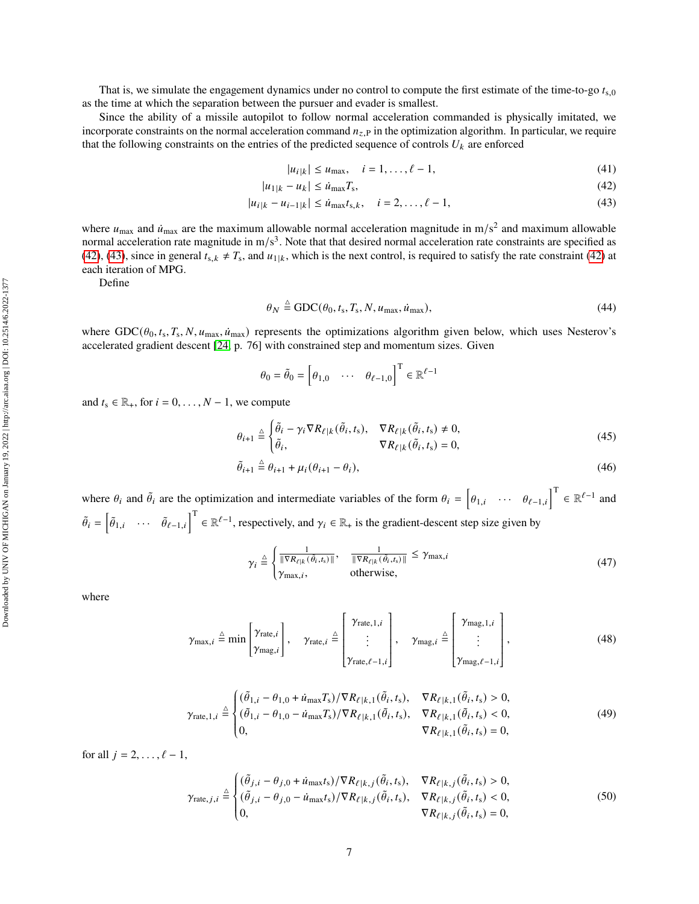That is, we simulate the engagement dynamics under no control to compute the first estimate of the time-to-go $t_{\mathrm{s},0}$ as the time at which the separation between the pursuer and evader is smallest.

Since the ability of a missile autopilot to follow normal acceleration commanded is physically imitated, we incorporate constraints on the normal acceleration command $n_{z,\mathrm{P}}$ in the optimization algorithm. In particular, we require that the following constraints on the entries of the predicted sequence of controls $U_k$ are enforced

$$|u_{i|k}| \leq u_{\max}, \quad i = 1, \ldots, \ell - 1, \tag{41}$$

$$|u_{1|k} - u_k| \leq \dot{u}_{\max} T_{\mathrm{s}}, \tag{42}$$

$$|u_{i|k} - u_{i-1|k}| \leq \dot{u}_{\max} t_{\mathrm{s},k}, \quad i = 2, \ldots, \ell - 1, \tag{43}$$

where $u_{\max}$ and $\dot{u}_{\max}$ are the maximum allowable normal acceleration magnitude in m/s$^2$ and maximum allowable normal acceleration rate magnitude in m/s$^3$. Note that that desired normal acceleration rate constraints are specified as (42), (43), since in general $t_{\mathrm{s},k} \neq T_{\mathrm{s}}$, and $u_{1|k}$, which is the next control, is required to satisfy the rate constraint (42) at each iteration of MPG.

Define

$$\theta_N \triangleq \mathrm{GDC}(\theta_0, t_{\mathrm{s}}, T_{\mathrm{s}}, N, u_{\max}, \dot{u}_{\max}), \tag{44}$$

where $\mathrm{GDC}(\theta_0, t_{\mathrm{s}}, T_{\mathrm{s}}, N, u_{\max}, \dot{u}_{\max})$ represents the optimizations algorithm given below, which uses Nesterov's accelerated gradient descent [24, p. 76] with constrained step and momentum sizes. Given

$$\theta_0 = \tilde{\theta}_0 = \begin{bmatrix} \theta_{1,0} & \cdots & \theta_{\ell-1,0} \end{bmatrix}^{\mathrm{T}} \in \mathbb{R}^{\ell-1}$$

and $t_{\mathrm{s}} \in \mathbb{R}_+$, for $i = 0, \ldots, N-1$, we compute

$$\theta_{i+1} \triangleq \begin{cases} \tilde{\theta}_i - \gamma_i \nabla R_{\ell|k}(\tilde{\theta}_i, t_{\mathrm{s}}), & \nabla R_{\ell|k}(\tilde{\theta}_i, t_{\mathrm{s}}) \neq 0, \\ \tilde{\theta}_i, & \nabla R_{\ell|k}(\tilde{\theta}_i, t_{\mathrm{s}}) = 0, \end{cases} \tag{45}$$

$$\tilde{\theta}_{i+1} \triangleq \theta_{i+1} + \mu_i(\theta_{i+1} - \theta_i), \tag{46}$$

where $\theta_i$ and $\tilde{\theta}_i$ are the optimization and intermediate variables of the form $\theta_i = \begin{bmatrix} \theta_{1,i} & \cdots & \theta_{\ell-1,i} \end{bmatrix}^{\mathrm{T}} \in \mathbb{R}^{\ell-1}$ and $\tilde{\theta}_i = \begin{bmatrix} \tilde{\theta}_{1,i} & \cdots & \tilde{\theta}_{\ell-1,i} \end{bmatrix}^{\mathrm{T}} \in \mathbb{R}^{\ell-1}$, respectively, and $\gamma_i \in \mathbb{R}_+$ is the gradient-descent step size given by

$$\gamma_i \triangleq \begin{cases} \frac{1}{\|\nabla R_{\ell|k}(\tilde{\theta}_i, t_{\mathrm{s}})\|}, & \frac{1}{\|\nabla R_{\ell|k}(\tilde{\theta}_i, t_{\mathrm{s}})\|} \leq \gamma_{\max,i} \\ \gamma_{\max,i}, & \text{otherwise}, \end{cases} \tag{47}$$

where

$$\gamma_{\max,i} \triangleq \min \begin{bmatrix} \gamma_{\mathrm{rate},i} \\ \gamma_{\mathrm{mag},i} \end{bmatrix}, \quad \gamma_{\mathrm{rate},i} \triangleq \begin{bmatrix} \gamma_{\mathrm{rate},1,i} \\ \vdots \\ \gamma_{\mathrm{rate},\ell-1,i} \end{bmatrix}, \quad \gamma_{\mathrm{mag},i} \triangleq \begin{bmatrix} \gamma_{\mathrm{mag},1,i} \\ \vdots \\ \gamma_{\mathrm{mag},\ell-1,i} \end{bmatrix}, \tag{48}$$

$$\gamma_{\mathrm{rate},1,i} \triangleq \begin{cases} (\tilde{\theta}_{1,i} - \theta_{1,0} + \dot{u}_{\max} T_{\mathrm{s}}) / \nabla R_{\ell|k,1}(\tilde{\theta}_i, t_{\mathrm{s}}), & \nabla R_{\ell|k,1}(\tilde{\theta}_i, t_{\mathrm{s}}) > 0, \\ (\tilde{\theta}_{1,i} - \theta_{1,0} - \dot{u}_{\max} T_{\mathrm{s}}) / \nabla R_{\ell|k,1}(\tilde{\theta}_i, t_{\mathrm{s}}), & \nabla R_{\ell|k,1}(\tilde{\theta}_i, t_{\mathrm{s}}) < 0, \\ 0, & \nabla R_{\ell|k,1}(\tilde{\theta}_i, t_{\mathrm{s}}) = 0, \end{cases} \tag{49}$$

for all $j = 2, \ldots, \ell - 1$,

$$\gamma_{\mathrm{rate},j,i} \triangleq \begin{cases} (\tilde{\theta}_{j,i} - \theta_{j,0} + \dot{u}_{\max} t_{\mathrm{s}}) / \nabla R_{\ell|k,j}(\tilde{\theta}_i, t_{\mathrm{s}}), & \nabla R_{\ell|k,j}(\tilde{\theta}_i, t_{\mathrm{s}}) > 0, \\ (\tilde{\theta}_{j,i} - \theta_{j,0} - \dot{u}_{\max} t_{\mathrm{s}}) / \nabla R_{\ell|k,j}(\tilde{\theta}_i, t_{\mathrm{s}}), & \nabla R_{\ell|k,j}(\tilde{\theta}_i, t_{\mathrm{s}}) < 0, \\ 0, & \nabla R_{\ell|k,j}(\tilde{\theta}_i, t_{\mathrm{s}}) = 0, \end{cases} \tag{50}$$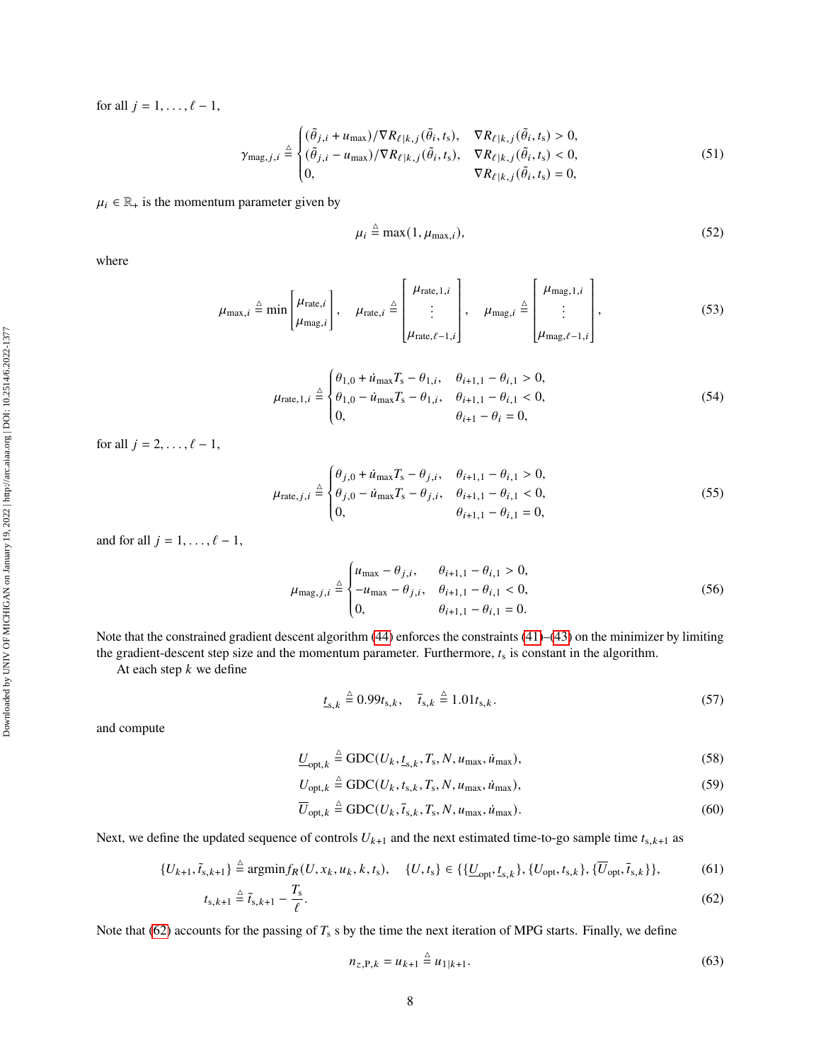for all $j = 1, \ldots, \ell - 1$,

$$
\gamma_{\mathrm{mag},j,i} \triangleq \begin{cases} (\tilde{\theta}_{j,i} + u_{\max})/\nabla R_{\ell|k,j}(\tilde{\theta}_i, t_\mathrm{s}), & \nabla R_{\ell|k,j}(\tilde{\theta}_i, t_\mathrm{s}) > 0, \\ (\tilde{\theta}_{j,i} - u_{\max})/\nabla R_{\ell|k,j}(\tilde{\theta}_i, t_\mathrm{s}), & \nabla R_{\ell|k,j}(\tilde{\theta}_i, t_\mathrm{s}) < 0, \\ 0, & \nabla R_{\ell|k,j}(\tilde{\theta}_i, t_\mathrm{s}) = 0, \end{cases} \tag{51}
$$

$\mu_i \in \mathbb{R}_+$ is the momentum parameter given by

$$
\mu_i \triangleq \max(1, \mu_{\max,i}), \tag{52}
$$

where

$$
\mu_{\max,i} \triangleq \min \begin{bmatrix} \mu_{\mathrm{rate},i} \\ \mu_{\mathrm{mag},i} \end{bmatrix}, \quad \mu_{\mathrm{rate},i} \triangleq \begin{bmatrix} \mu_{\mathrm{rate},1,i} \\ \vdots \\ \mu_{\mathrm{rate},\ell-1,i} \end{bmatrix}, \quad \mu_{\mathrm{mag},i} \triangleq \begin{bmatrix} \mu_{\mathrm{mag},1,i} \\ \vdots \\ \mu_{\mathrm{mag},\ell-1,i} \end{bmatrix}, \tag{53}
$$

$$
\mu_{\mathrm{rate},1,i} \triangleq \begin{cases} \theta_{1,0} + \dot{u}_{\max} T_\mathrm{s} - \theta_{1,i}, & \theta_{i+1,1} - \theta_{i,1} > 0, \\ \theta_{1,0} - \dot{u}_{\max} T_\mathrm{s} - \theta_{1,i}, & \theta_{i+1,1} - \theta_{i,1} < 0, \\ 0, & \theta_{i+1} - \theta_i = 0, \end{cases} \tag{54}
$$

for all $j = 2, \ldots, \ell - 1$,

$$
\mu_{\mathrm{rate},j,i} \triangleq \begin{cases} \theta_{j,0} + \dot{u}_{\max} T_\mathrm{s} - \theta_{j,i}, & \theta_{i+1,1} - \theta_{i,1} > 0, \\ \theta_{j,0} - \dot{u}_{\max} T_\mathrm{s} - \theta_{j,i}, & \theta_{i+1,1} - \theta_{i,1} < 0, \\ 0, & \theta_{i+1,1} - \theta_{i,1} = 0, \end{cases} \tag{55}
$$

and for all $j = 1, \ldots, \ell - 1$,

$$
\mu_{\mathrm{mag},j,i} \triangleq \begin{cases} u_{\max} - \theta_{j,i}, & \theta_{i+1,1} - \theta_{i,1} > 0, \\ -u_{\max} - \theta_{j,i}, & \theta_{i+1,1} - \theta_{i,1} < 0, \\ 0, & \theta_{i+1,1} - \theta_{i,1} = 0. \end{cases} \tag{56}
$$

Note that the constrained gradient descent algorithm (44) enforces the constraints (41)–(43) on the minimizer by limiting the gradient-descent step size and the momentum parameter. Furthermore, $t_\mathrm{s}$ is constant in the algorithm.

At each step $k$ we define

$$
\underline{t}_{\mathrm{s},k} \triangleq 0.99 t_{\mathrm{s},k}, \quad \overline{t}_{\mathrm{s},k} \triangleq 1.01 t_{\mathrm{s},k}. \tag{57}
$$

and compute

$$
\underline{U}_{\mathrm{opt},k} \triangleq \mathrm{GDC}(U_k, \underline{t}_{\mathrm{s},k}, T_\mathrm{s}, N, u_{\max}, \dot{u}_{\max}), \tag{58}
$$

$$
U_{\mathrm{opt},k} \triangleq \mathrm{GDC}(U_k, t_{\mathrm{s},k}, T_\mathrm{s}, N, u_{\max}, \dot{u}_{\max}), \tag{59}
$$

$$
\overline{U}_{\mathrm{opt},k} \triangleq \mathrm{GDC}(U_k, \overline{t}_{\mathrm{s},k}, T_\mathrm{s}, N, u_{\max}, \dot{u}_{\max}). \tag{60}
$$

Next, we define the updated sequence of controls $U_{k+1}$ and the next estimated time-to-go sample time $t_{\mathrm{s},k+1}$ as

$$
\{U_{k+1}, \tilde{t}_{\mathrm{s},k+1}\} \triangleq \operatorname{argmin} f_R(U, x_k, u_k, k, t_\mathrm{s}), \quad \{U, t_\mathrm{s}\} \in \{\{\underline{U}_{\mathrm{opt}}, \underline{t}_{\mathrm{s},k}\}, \{U_{\mathrm{opt}}, t_{\mathrm{s},k}\}, \{\overline{U}_{\mathrm{opt}}, \overline{t}_{\mathrm{s},k}\}\}, \tag{61}
$$

$$
t_{\mathrm{s},k+1} \triangleq \tilde{t}_{\mathrm{s},k+1} - \frac{T_\mathrm{s}}{\ell}. \tag{62}
$$

Note that (62) accounts for the passing of $T_\mathrm{s}$ s by the time the next iteration of MPG starts. Finally, we define

$$
n_{z,\mathrm{P},k} = u_{k+1} \triangleq u_{1|k+1}. \tag{63}
$$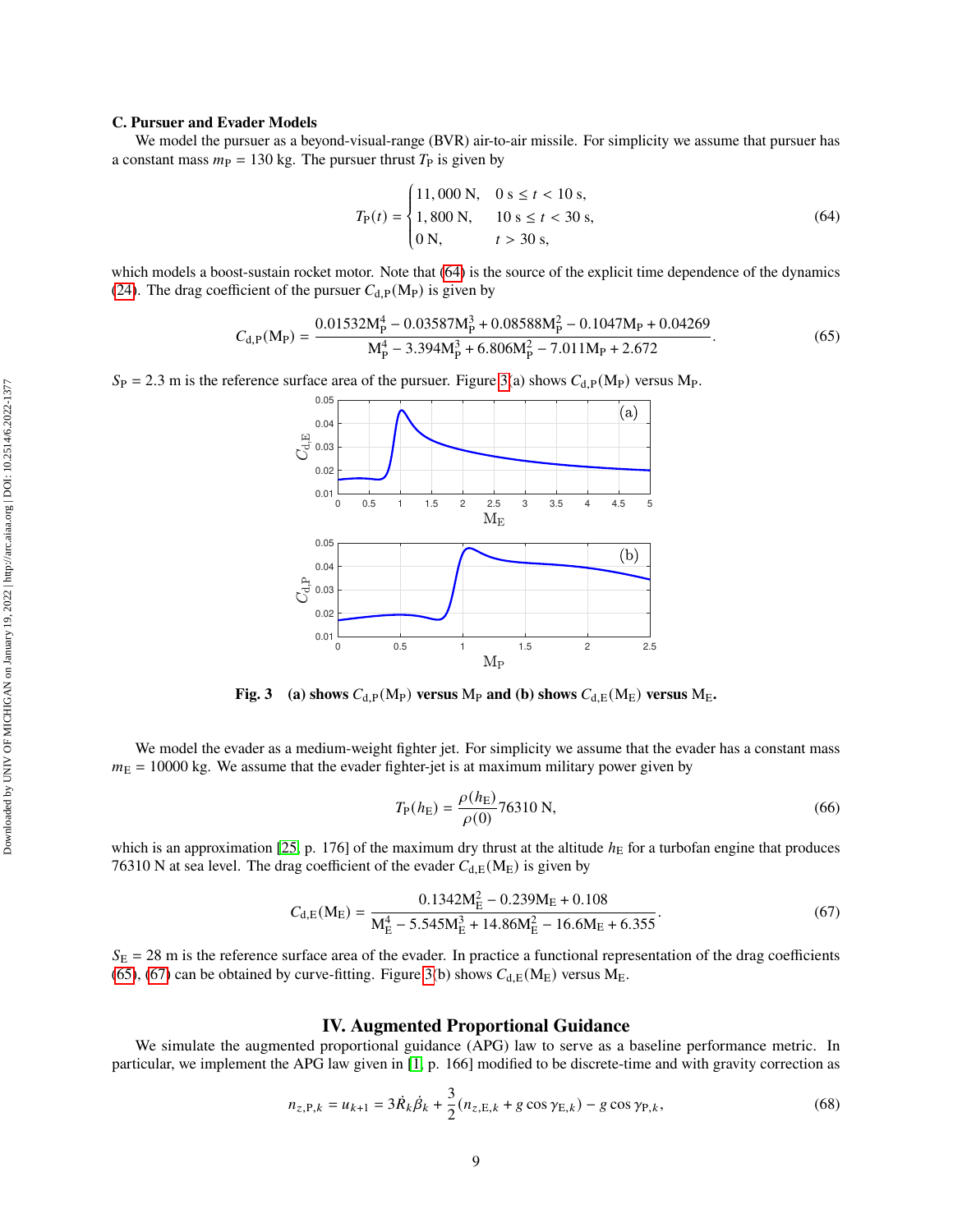### C. Pursuer and Evader Models

We model the pursuer as a beyond-visual-range (BVR) air-to-air missile. For simplicity we assume that pursuer has a constant mass $m_{\rm P} = 130$ kg. The pursuer thrust $T_{\rm P}$ is given by

$$T_{\rm P}(t) = \begin{cases} 11,000 \text{ N}, & 0 \text{ s} \leq t < 10 \text{ s}, \\ 1,800 \text{ N}, & 10 \text{ s} \leq t < 30 \text{ s}, \\ 0 \text{ N}, & t > 30 \text{ s}, \end{cases} \tag{64}$$

which models a boost-sustain rocket motor. Note that (64) is the source of the explicit time dependence of the dynamics (24). The drag coefficient of the pursuer $C_{\rm d,P}({\rm M_P})$ is given by

$$C_{\rm d,P}({\rm M_P}) = \frac{0.01532{\rm M_P^4} - 0.03587{\rm M_P^3} + 0.08588{\rm M_P^2} - 0.1047{\rm M_P} + 0.04269}{{\rm M_P^4} - 3.394{\rm M_P^3} + 6.806{\rm M_P^2} - 7.011{\rm M_P} + 2.672}. \tag{65}$$

$S_{\rm P} = 2.3$ m is the reference surface area of the pursuer. Figure 3(a) shows $C_{\rm d,P}({\rm M_P})$ versus ${\rm M_P}$.

**Fig. 3 (a) shows $C_{\rm d,P}({\rm M_P})$ versus ${\rm M_P}$ and (b) shows $C_{\rm d,E}({\rm M_E})$ versus ${\rm M_E}$.**

We model the evader as a medium-weight fighter jet. For simplicity we assume that the evader has a constant mass $m_{\rm E} = 10000$ kg. We assume that the evader fighter-jet is at maximum military power given by

$$T_{\rm P}(h_{\rm E}) = \frac{\rho(h_{\rm E})}{\rho(0)} 76310 \text{ N}, \tag{66}$$

which is an approximation [25, p. 176] of the maximum dry thrust at the altitude $h_{\rm E}$ for a turbofan engine that produces 76310 N at sea level. The drag coefficient of the evader $C_{\rm d,E}({\rm M_E})$ is given by

$$C_{\rm d,E}({\rm M_E}) = \frac{0.1342{\rm M_E^2} - 0.239{\rm M_E} + 0.108}{{\rm M_E^4} - 5.545{\rm M_E^3} + 14.86{\rm M_E^2} - 16.6{\rm M_E} + 6.355}. \tag{67}$$

$S_{\rm E} = 28$ m is the reference surface area of the evader. In practice a functional representation of the drag coefficients (65), (67) can be obtained by curve-fitting. Figure 3(b) shows $C_{\rm d,E}({\rm M_E})$ versus ${\rm M_E}$.

## IV. Augmented Proportional Guidance

We simulate the augmented proportional guidance (APG) law to serve as a baseline performance metric. In particular, we implement the APG law given in [1, p. 166] modified to be discrete-time and with gravity correction as

$$n_{z,{\rm P},k} = u_{k+1} = 3\dot{R}_k\dot{\beta}_k + \frac{3}{2}(n_{z,{\rm E},k} + g\cos\gamma_{{\rm E},k}) - g\cos\gamma_{{\rm P},k}, \tag{68}$$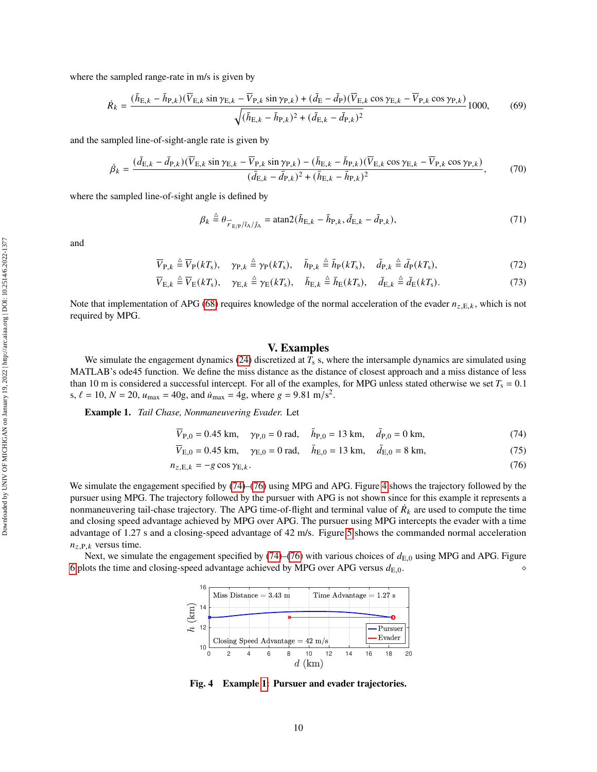where the sampled range-rate in m/s is given by

$$\dot{R}_k = \frac{(\bar{h}_{\mathrm{E},k} - \bar{h}_{\mathrm{P},k})(\overline{V}_{\mathrm{E},k}\sin\gamma_{\mathrm{E},k} - \overline{V}_{\mathrm{P},k}\sin\gamma_{\mathrm{P},k}) + (\bar{d}_{\mathrm{E}} - \bar{d}_{\mathrm{P}})(\overline{V}_{\mathrm{E},k}\cos\gamma_{\mathrm{E},k} - \overline{V}_{\mathrm{P},k}\cos\gamma_{\mathrm{P},k})}{\sqrt{(\bar{h}_{\mathrm{E},k} - \bar{h}_{\mathrm{P},k})^2 + (\bar{d}_{\mathrm{E},k} - \bar{d}_{\mathrm{P},k})^2}} 1000, \tag{69}$$

and the sampled line-of-sight-angle rate is given by

$$\dot{\beta}_k = \frac{(\bar{d}_{\mathrm{E},k} - \bar{d}_{\mathrm{P},k})(\overline{V}_{\mathrm{E},k}\sin\gamma_{\mathrm{E},k} - \overline{V}_{\mathrm{P},k}\sin\gamma_{\mathrm{P},k}) - (\bar{h}_{\mathrm{E},k} - \bar{h}_{\mathrm{P},k})(\overline{V}_{\mathrm{E},k}\cos\gamma_{\mathrm{E},k} - \overline{V}_{\mathrm{P},k}\cos\gamma_{\mathrm{P},k})}{(\bar{d}_{\mathrm{E},k} - \bar{d}_{\mathrm{P},k})^2 + (\bar{h}_{\mathrm{E},k} - \bar{h}_{\mathrm{P},k})^2}, \tag{70}$$

where the sampled line-of-sight angle is defined by

$$\beta_k \triangleq \theta_{\vec{r}_{\mathrm{E/P}}/\hat{\imath}_{\mathrm{A}}/\hat{\jmath}_{\mathrm{A}}} = \mathrm{atan2}(\bar{h}_{\mathrm{E},k} - \bar{h}_{\mathrm{P},k}, \bar{d}_{\mathrm{E},k} - \bar{d}_{\mathrm{P},k}), \tag{71}$$

and

$$\overline{V}_{\mathrm{P},k} \triangleq \overline{V}_{\mathrm{P}}(kT_{\mathrm{s}}), \quad \gamma_{\mathrm{P},k} \triangleq \gamma_{\mathrm{P}}(kT_{\mathrm{s}}), \quad \bar{h}_{\mathrm{P},k} \triangleq \bar{h}_{\mathrm{P}}(kT_{\mathrm{s}}), \quad \bar{d}_{\mathrm{P},k} \triangleq \bar{d}_{\mathrm{P}}(kT_{\mathrm{s}}), \tag{72}$$

$$\overline{V}_{\mathrm{E},k} \triangleq \overline{V}_{\mathrm{E}}(kT_{\mathrm{s}}), \quad \gamma_{\mathrm{E},k} \triangleq \gamma_{\mathrm{E}}(kT_{\mathrm{s}}), \quad \bar{h}_{\mathrm{E},k} \triangleq \bar{h}_{\mathrm{E}}(kT_{\mathrm{s}}), \quad \bar{d}_{\mathrm{E},k} \triangleq \bar{d}_{\mathrm{E}}(kT_{\mathrm{s}}). \tag{73}$$

Note that implementation of APG (68) requires knowledge of the normal acceleration of the evader $n_{z,\mathrm{E},k}$, which is not required by MPG.

## V. Examples

We simulate the engagement dynamics (24) discretized at $T_{\mathrm{s}}$ s, where the intersample dynamics are simulated using MATLAB's ode45 function. We define the miss distance as the distance of closest approach and a miss distance of less than 10 m is considered a successful intercept. For all of the examples, for MPG unless stated otherwise we set $T_{\mathrm{s}} = 0.1$ s, $\ell = 10$, $N = 20$, $u_{\max} = 40\mathrm{g}$, and $\dot{u}_{\max} = 4\mathrm{g}$, where $g = 9.81$ m/s$^2$.

**Example 1.** *Tail Chase, Nonmaneuvering Evader.* Let

$$\overline{V}_{\mathrm{P},0} = 0.45 \text{ km}, \quad \gamma_{\mathrm{P},0} = 0 \text{ rad}, \quad \bar{h}_{\mathrm{P},0} = 13 \text{ km}, \quad \bar{d}_{\mathrm{P},0} = 0 \text{ km}, \tag{74}$$

$$\overline{V}_{\mathrm{E},0} = 0.45 \text{ km}, \quad \gamma_{\mathrm{E},0} = 0 \text{ rad}, \quad \bar{h}_{\mathrm{E},0} = 13 \text{ km}, \quad \bar{d}_{\mathrm{E},0} = 8 \text{ km}, \tag{75}$$

$$n_{z,\mathrm{E},k} = -g\cos\gamma_{\mathrm{E},k}. \tag{76}$$

We simulate the engagement specified by (74)–(76) using MPG and APG. Figure 4 shows the trajectory followed by the pursuer using MPG. The trajectory followed by the pursuer with APG is not shown since for this example it represents a nonmaneuvering tail-chase trajectory. The APG time-of-flight and terminal value of $\dot{R}_k$ are used to compute the time and closing speed advantage achieved by MPG over APG. The pursuer using MPG intercepts the evader with a time advantage of 1.27 s and a closing-speed advantage of 42 m/s. Figure 5 shows the commanded normal acceleration $n_{z,\mathrm{P},k}$ versus time.

Next, we simulate the engagement specified by (74)–(76) with various choices of $d_{\mathrm{E},0}$ using MPG and APG. Figure 6 plots the time and closing-speed advantage achieved by MPG over APG versus $d_{\mathrm{E},0}$. ◇

**Fig. 4 Example 1: Pursuer and evader trajectories.**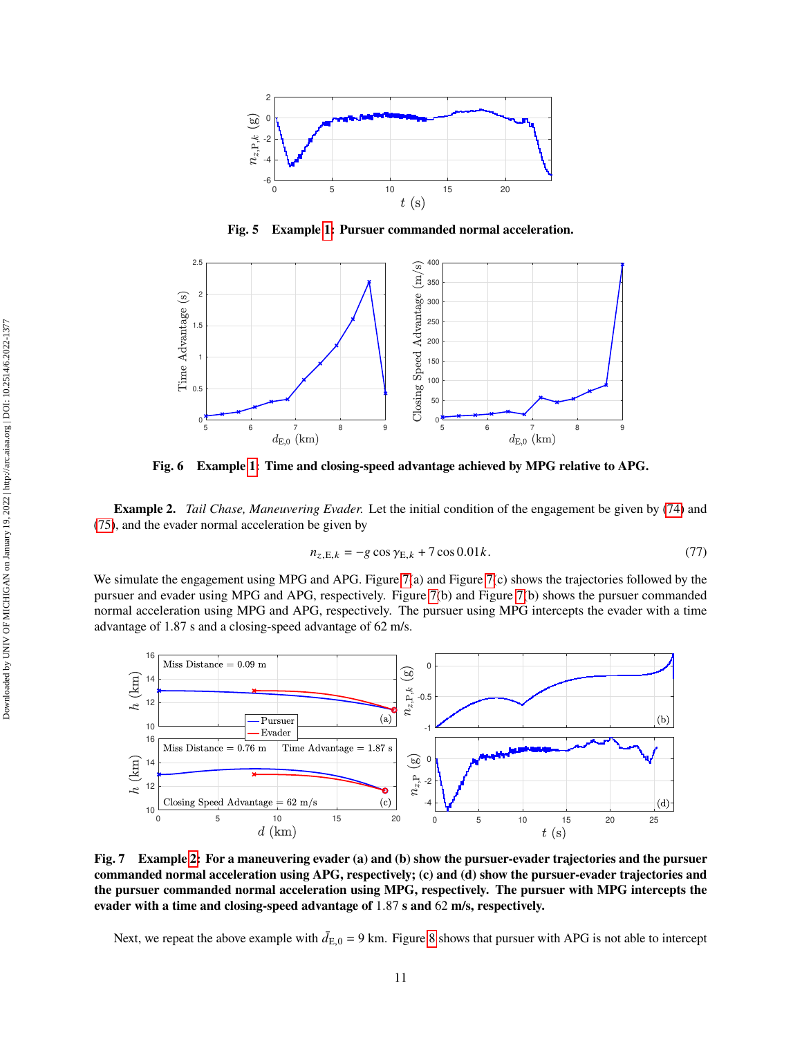Fig. 5 **Example 1: Pursuer commanded normal acceleration.**

Fig. 6 **Example 1: Time and closing-speed advantage achieved by MPG relative to APG.**

**Example 2.** *Tail Chase, Maneuvering Evader.* Let the initial condition of the engagement be given by (74) and (75), and the evader normal acceleration be given by

$$n_{z,\mathrm{E},k} = -g\cos\gamma_{\mathrm{E},k} + 7\cos 0.01k. \tag{77}$$

We simulate the engagement using MPG and APG. Figure 7(a) and Figure 7(c) shows the trajectories followed by the pursuer and evader using MPG and APG, respectively. Figure 7(b) and Figure 7(b) shows the pursuer commanded normal acceleration using MPG and APG, respectively. The pursuer using MPG intercepts the evader with a time advantage of 1.87 s and a closing-speed advantage of 62 m/s.

**Fig. 7 Example 2: For a maneuvering evader (a) and (b) show the pursuer-evader trajectories and the pursuer commanded normal acceleration using APG, respectively; (c) and (d) show the pursuer-evader trajectories and the pursuer commanded normal acceleration using MPG, respectively. The pursuer with MPG intercepts the evader with a time and closing-speed advantage of 1.87 s and 62 m/s, respectively.**

Next, we repeat the above example with $\bar{d}_{\mathrm{E},0} = 9$ km. Figure 8 shows that pursuer with APG is not able to intercept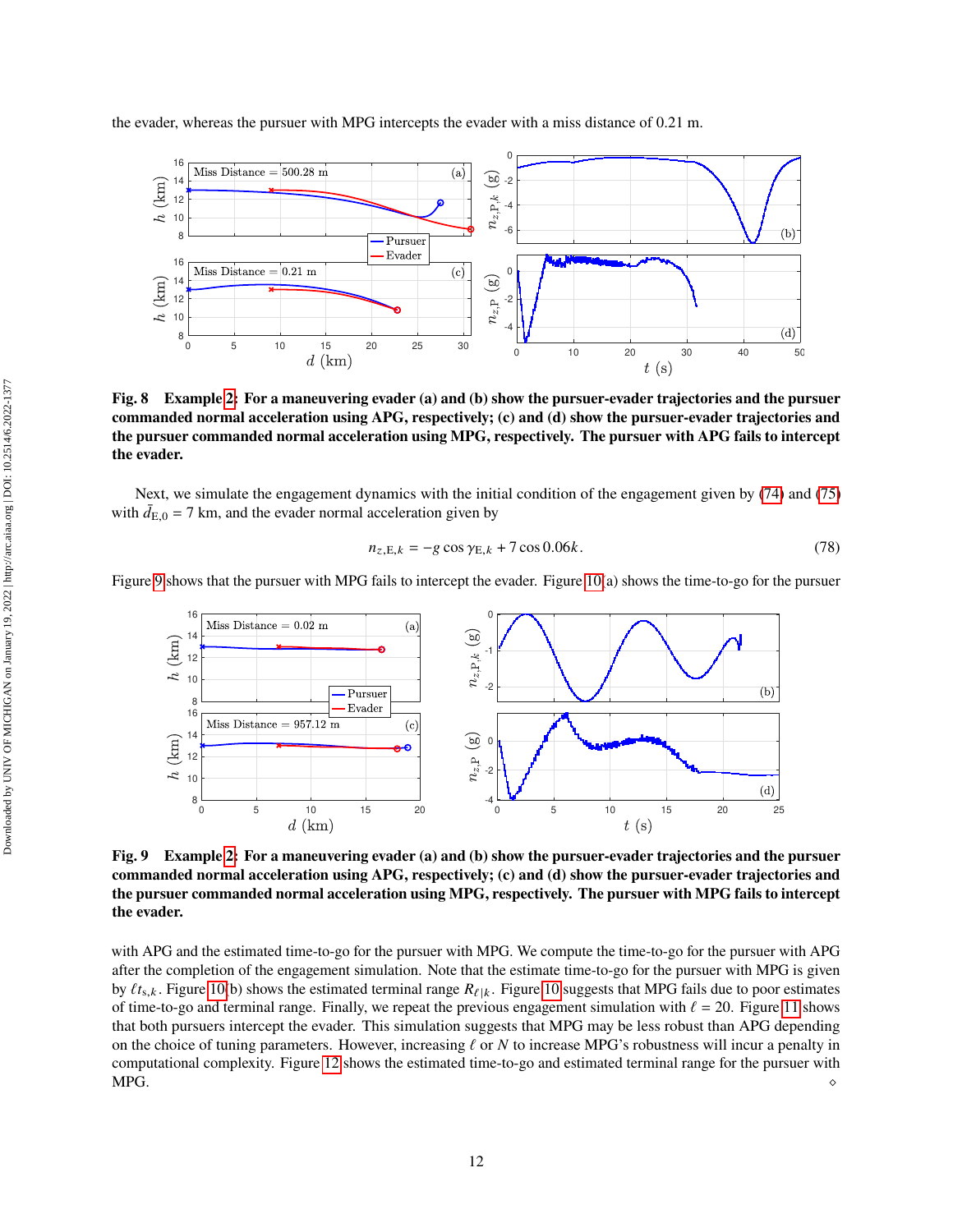the evader, whereas the pursuer with MPG intercepts the evader with a miss distance of 0.21 m.

**Fig. 8 Example 2: For a maneuvering evader (a) and (b) show the pursuer-evader trajectories and the pursuer commanded normal acceleration using APG, respectively; (c) and (d) show the pursuer-evader trajectories and the pursuer commanded normal acceleration using MPG, respectively. The pursuer with APG fails to intercept the evader.**

Next, we simulate the engagement dynamics with the initial condition of the engagement given by (74) and (75) with $\bar{d}_{\mathrm{E},0} = 7$ km, and the evader normal acceleration given by

$$n_{z,\mathrm{E},k} = -g\cos\gamma_{\mathrm{E},k} + 7\cos 0.06k. \tag{78}$$

Figure 9 shows that the pursuer with MPG fails to intercept the evader. Figure 10(a) shows the time-to-go for the pursuer

**Fig. 9 Example 2: For a maneuvering evader (a) and (b) show the pursuer-evader trajectories and the pursuer commanded normal acceleration using APG, respectively; (c) and (d) show the pursuer-evader trajectories and the pursuer commanded normal acceleration using MPG, respectively. The pursuer with MPG fails to intercept the evader.**

with APG and the estimated time-to-go for the pursuer with MPG. We compute the time-to-go for the pursuer with APG after the completion of the engagement simulation. Note that the estimate time-to-go for the pursuer with MPG is given by $\ell t_{\mathrm{s},k}$. Figure 10(b) shows the estimated terminal range $R_{\ell|k}$. Figure 10 suggests that MPG fails due to poor estimates of time-to-go and terminal range. Finally, we repeat the previous engagement simulation with $\ell = 20$. Figure 11 shows that both pursuers intercept the evader. This simulation suggests that MPG may be less robust than APG depending on the choice of tuning parameters. However, increasing $\ell$ or $N$ to increase MPG's robustness will incur a penalty in computational complexity. Figure 12 shows the estimated time-to-go and estimated terminal range for the pursuer with MPG. ◇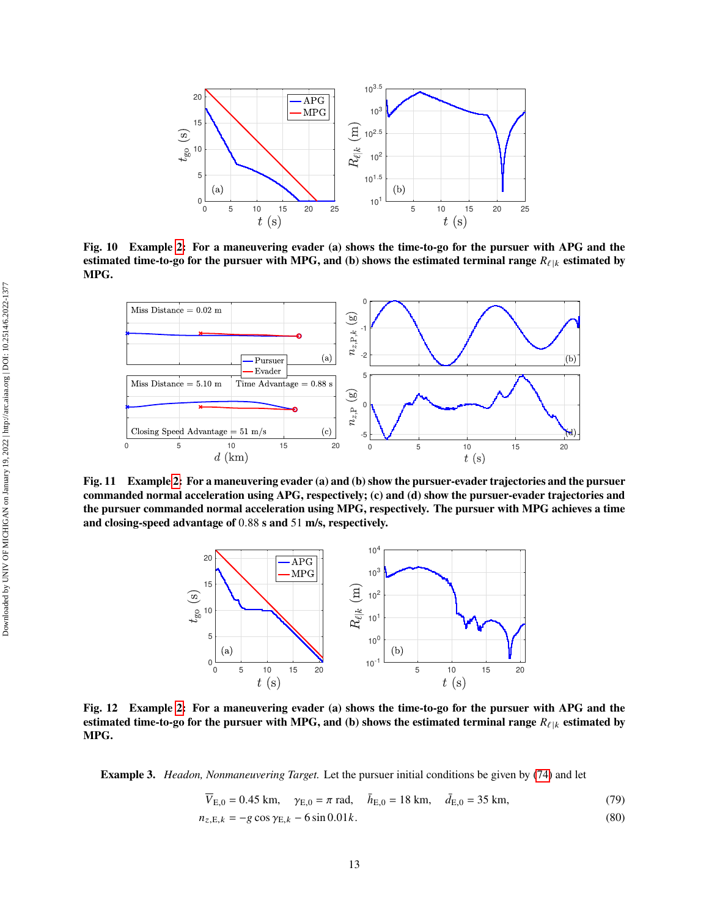**Fig. 10 Example 2: For a maneuvering evader (a) shows the time-to-go for the pursuer with APG and the estimated time-to-go for the pursuer with MPG, and (b) shows the estimated terminal range $R_{\ell|k}$ estimated by MPG.**

**Fig. 11 Example 2: For a maneuvering evader (a) and (b) show the pursuer-evader trajectories and the pursuer commanded normal acceleration using APG, respectively; (c) and (d) show the pursuer-evader trajectories and the pursuer commanded normal acceleration using MPG, respectively. The pursuer with MPG achieves a time and closing-speed advantage of 0.88 s and 51 m/s, respectively.**

**Fig. 12 Example 2: For a maneuvering evader (a) shows the time-to-go for the pursuer with APG and the estimated time-to-go for the pursuer with MPG, and (b) shows the estimated terminal range $R_{\ell|k}$ estimated by MPG.**

**Example 3.** *Headon, Nonmaneuvering Target.* Let the pursuer initial conditions be given by (74) and let

$$\overline{V}_{\mathrm{E},0} = 0.45 \text{ km}, \quad \gamma_{\mathrm{E},0} = \pi \text{ rad}, \quad \bar{h}_{\mathrm{E},0} = 18 \text{ km}, \quad \bar{d}_{\mathrm{E},0} = 35 \text{ km}, \tag{79}$$

$$n_{z,\mathrm{E},k} = -g\cos\gamma_{\mathrm{E},k} - 6\sin 0.01k. \tag{80}$$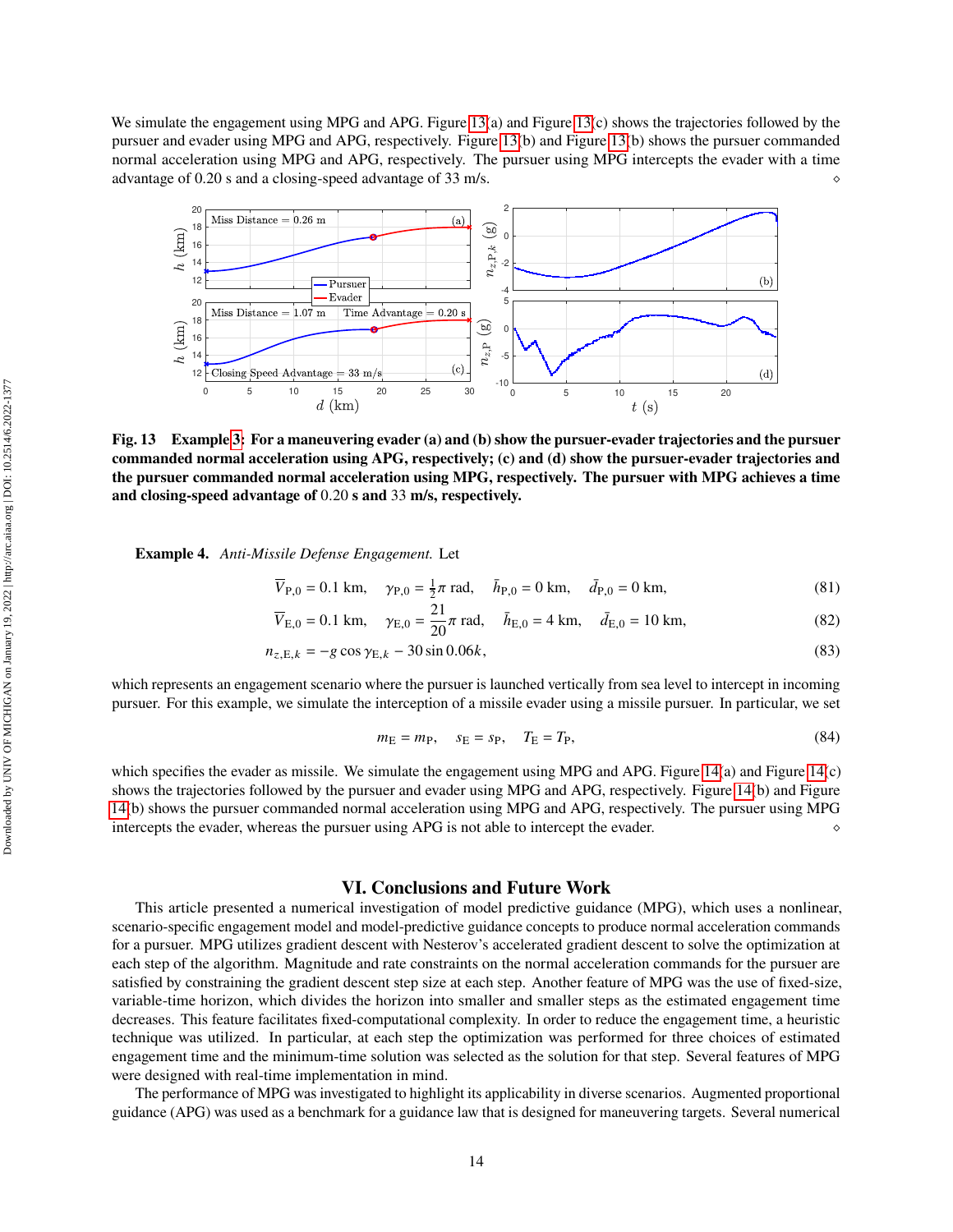We simulate the engagement using MPG and APG. Figure 13(a) and Figure 13(c) shows the trajectories followed by the pursuer and evader using MPG and APG, respectively. Figure 13(b) and Figure 13(b) shows the pursuer commanded normal acceleration using MPG and APG, respectively. The pursuer using MPG intercepts the evader with a time advantage of 0.20 s and a closing-speed advantage of 33 m/s. ⋄

**Fig. 13 Example 3: For a maneuvering evader (a) and (b) show the pursuer-evader trajectories and the pursuer commanded normal acceleration using APG, respectively; (c) and (d) show the pursuer-evader trajectories and the pursuer commanded normal acceleration using MPG, respectively. The pursuer with MPG achieves a time and closing-speed advantage of 0.20 s and 33 m/s, respectively.**

**Example 4.** *Anti-Missile Defense Engagement.* Let

$$\overline{V}_{\mathrm{P},0} = 0.1\ \mathrm{km}, \quad \gamma_{\mathrm{P},0} = \tfrac{1}{2}\pi\ \mathrm{rad}, \quad \bar{h}_{\mathrm{P},0} = 0\ \mathrm{km}, \quad \bar{d}_{\mathrm{P},0} = 0\ \mathrm{km}, \tag{81}$$

$$\overline{V}_{\mathrm{E},0} = 0.1\ \mathrm{km}, \quad \gamma_{\mathrm{E},0} = \frac{21}{20}\pi\ \mathrm{rad}, \quad \bar{h}_{\mathrm{E},0} = 4\ \mathrm{km}, \quad \bar{d}_{\mathrm{E},0} = 10\ \mathrm{km}, \tag{82}$$

$$n_{z,\mathrm{E},k} = -g\cos\gamma_{\mathrm{E},k} - 30\sin 0.06k, \tag{83}$$

which represents an engagement scenario where the pursuer is launched vertically from sea level to intercept in incoming pursuer. For this example, we simulate the interception of a missile evader using a missile pursuer. In particular, we set

$$m_{\mathrm{E}} = m_{\mathrm{P}}, \quad s_{\mathrm{E}} = s_{\mathrm{P}}, \quad T_{\mathrm{E}} = T_{\mathrm{P}}, \tag{84}$$

which specifies the evader as missile. We simulate the engagement using MPG and APG. Figure 14(a) and Figure 14(c) shows the trajectories followed by the pursuer and evader using MPG and APG, respectively. Figure 14(b) and Figure 14(b) shows the pursuer commanded normal acceleration using MPG and APG, respectively. The pursuer using MPG intercepts the evader, whereas the pursuer using APG is not able to intercept the evader. ⋄

## VI. Conclusions and Future Work

This article presented a numerical investigation of model predictive guidance (MPG), which uses a nonlinear, scenario-specific engagement model and model-predictive guidance concepts to produce normal acceleration commands for a pursuer. MPG utilizes gradient descent with Nesterov's accelerated gradient descent to solve the optimization at each step of the algorithm. Magnitude and rate constraints on the normal acceleration commands for the pursuer are satisfied by constraining the gradient descent step size at each step. Another feature of MPG was the use of fixed-size, variable-time horizon, which divides the horizon into smaller and smaller steps as the estimated engagement time decreases. This feature facilitates fixed-computational complexity. In order to reduce the engagement time, a heuristic technique was utilized. In particular, at each step the optimization was performed for three choices of estimated engagement time and the minimum-time solution was selected as the solution for that step. Several features of MPG were designed with real-time implementation in mind.

The performance of MPG was investigated to highlight its applicability in diverse scenarios. Augmented proportional guidance (APG) was used as a benchmark for a guidance law that is designed for maneuvering targets. Several numerical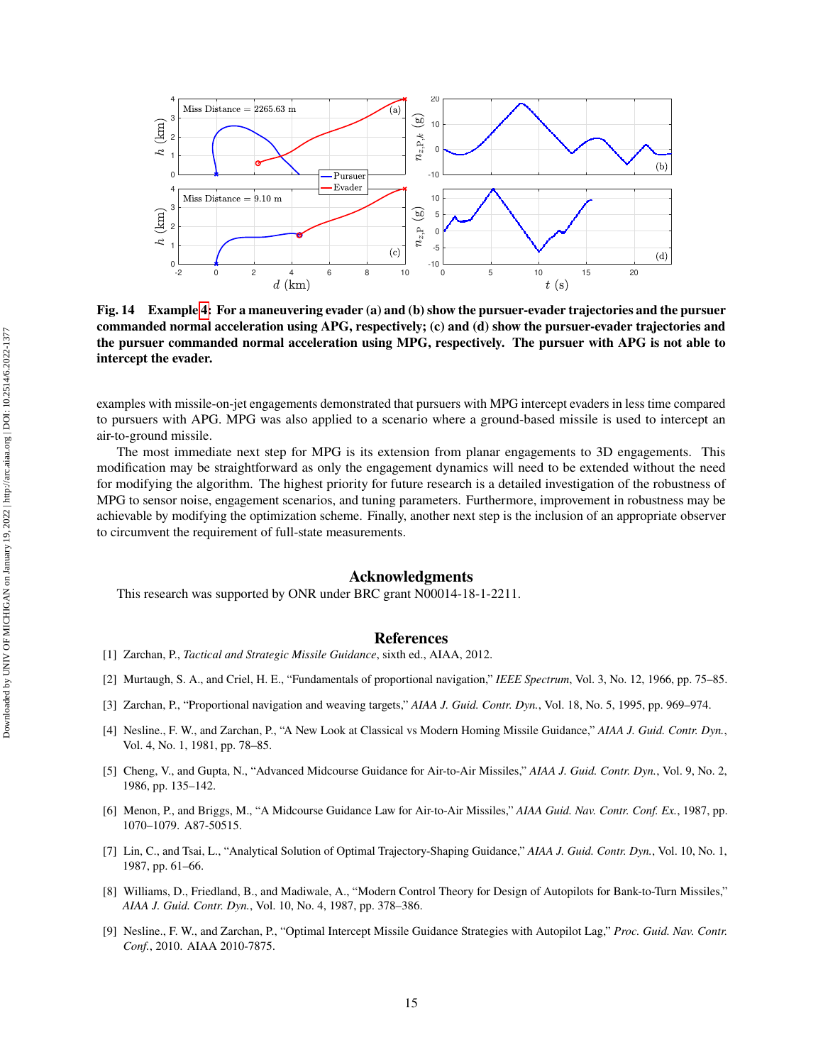**Fig. 14 Example 4: For a maneuvering evader (a) and (b) show the pursuer-evader trajectories and the pursuer commanded normal acceleration using APG, respectively; (c) and (d) show the pursuer-evader trajectories and the pursuer commanded normal acceleration using MPG, respectively. The pursuer with APG is not able to intercept the evader.**

examples with missile-on-jet engagements demonstrated that pursuers with MPG intercept evaders in less time compared to pursuers with APG. MPG was also applied to a scenario where a ground-based missile is used to intercept an air-to-ground missile.

The most immediate next step for MPG is its extension from planar engagements to 3D engagements. This modification may be straightforward as only the engagement dynamics will need to be extended without the need for modifying the algorithm. The highest priority for future research is a detailed investigation of the robustness of MPG to sensor noise, engagement scenarios, and tuning parameters. Furthermore, improvement in robustness may be achievable by modifying the optimization scheme. Finally, another next step is the inclusion of an appropriate observer to circumvent the requirement of full-state measurements.

## Acknowledgments

This research was supported by ONR under BRC grant N00014-18-1-2211.

## References

[1] Zarchan, P., *Tactical and Strategic Missile Guidance*, sixth ed., AIAA, 2012.

[2] Murtaugh, S. A., and Criel, H. E., "Fundamentals of proportional navigation," *IEEE Spectrum*, Vol. 3, No. 12, 1966, pp. 75–85.

[3] Zarchan, P., "Proportional navigation and weaving targets," *AIAA J. Guid. Contr. Dyn.*, Vol. 18, No. 5, 1995, pp. 969–974.

[4] Nesline., F. W., and Zarchan, P., "A New Look at Classical vs Modern Homing Missile Guidance," *AIAA J. Guid. Contr. Dyn.*, Vol. 4, No. 1, 1981, pp. 78–85.

[5] Cheng, V., and Gupta, N., "Advanced Midcourse Guidance for Air-to-Air Missiles," *AIAA J. Guid. Contr. Dyn.*, Vol. 9, No. 2, 1986, pp. 135–142.

[6] Menon, P., and Briggs, M., "A Midcourse Guidance Law for Air-to-Air Missiles," *AIAA Guid. Nav. Contr. Conf. Ex.*, 1987, pp. 1070–1079. A87-50515.

[7] Lin, C., and Tsai, L., "Analytical Solution of Optimal Trajectory-Shaping Guidance," *AIAA J. Guid. Contr. Dyn.*, Vol. 10, No. 1, 1987, pp. 61–66.

[8] Williams, D., Friedland, B., and Madiwale, A., "Modern Control Theory for Design of Autopilots for Bank-to-Turn Missiles," *AIAA J. Guid. Contr. Dyn.*, Vol. 10, No. 4, 1987, pp. 378–386.

[9] Nesline., F. W., and Zarchan, P., "Optimal Intercept Missile Guidance Strategies with Autopilot Lag," *Proc. Guid. Nav. Contr. Conf.*, 2010. AIAA 2010-7875.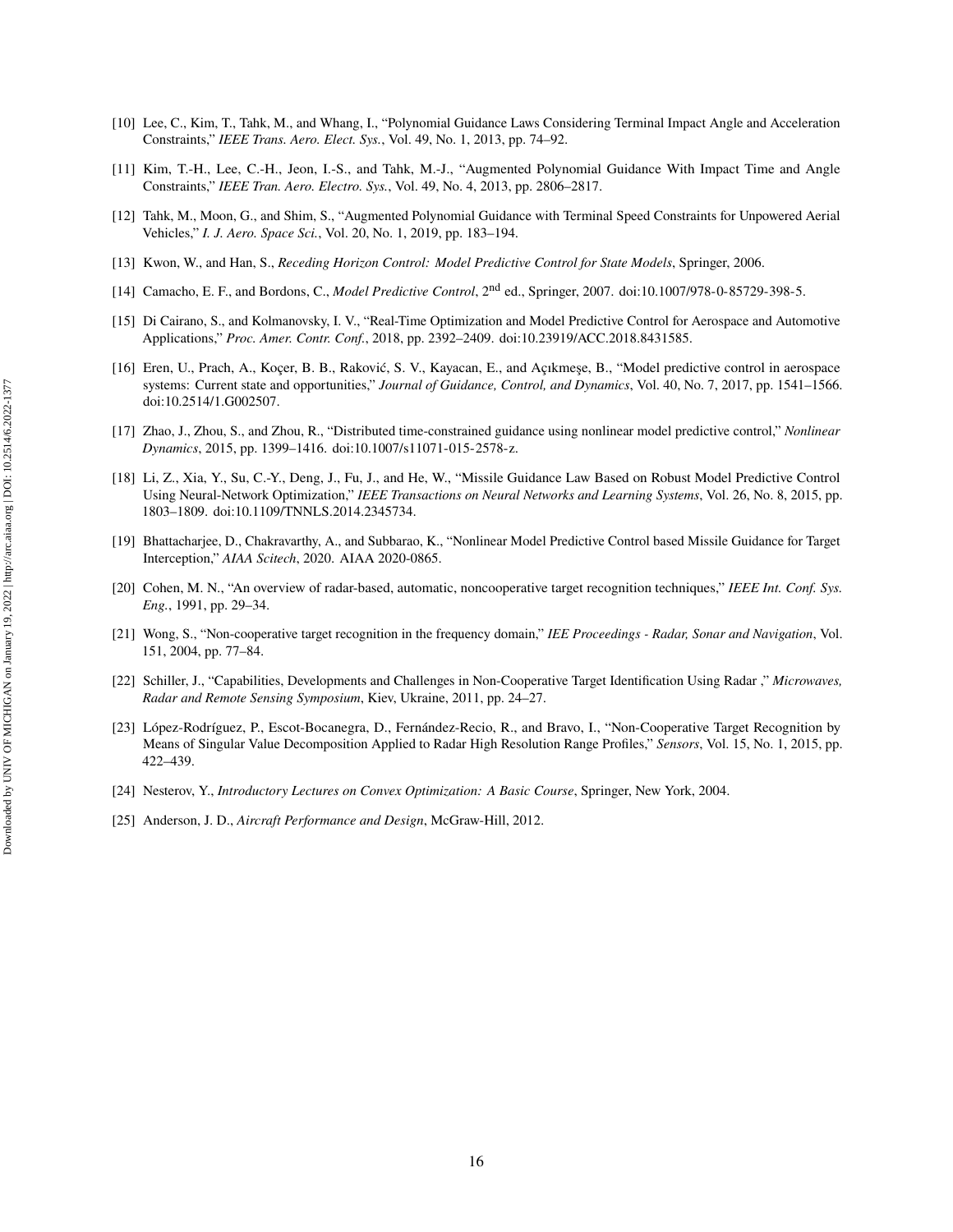[10] Lee, C., Kim, T., Tahk, M., and Whang, I., "Polynomial Guidance Laws Considering Terminal Impact Angle and Acceleration Constraints," *IEEE Trans. Aero. Elect. Sys.*, Vol. 49, No. 1, 2013, pp. 74–92.

[11] Kim, T.-H., Lee, C.-H., Jeon, I.-S., and Tahk, M.-J., "Augmented Polynomial Guidance With Impact Time and Angle Constraints," *IEEE Tran. Aero. Electro. Sys.*, Vol. 49, No. 4, 2013, pp. 2806–2817.

[12] Tahk, M., Moon, G., and Shim, S., "Augmented Polynomial Guidance with Terminal Speed Constraints for Unpowered Aerial Vehicles," *I. J. Aero. Space Sci.*, Vol. 20, No. 1, 2019, pp. 183–194.

[13] Kwon, W., and Han, S., *Receding Horizon Control: Model Predictive Control for State Models*, Springer, 2006.

[14] Camacho, E. F., and Bordons, C., *Model Predictive Control*, 2nd ed., Springer, 2007. doi:10.1007/978-0-85729-398-5.

[15] Di Cairano, S., and Kolmanovsky, I. V., "Real-Time Optimization and Model Predictive Control for Aerospace and Automotive Applications," *Proc. Amer. Contr. Conf.*, 2018, pp. 2392–2409. doi:10.23919/ACC.2018.8431585.

[16] Eren, U., Prach, A., Koçer, B. B., Raković, S. V., Kayacan, E., and Açıkmeşe, B., "Model predictive control in aerospace systems: Current state and opportunities," *Journal of Guidance, Control, and Dynamics*, Vol. 40, No. 7, 2017, pp. 1541–1566. doi:10.2514/1.G002507.

[17] Zhao, J., Zhou, S., and Zhou, R., "Distributed time-constrained guidance using nonlinear model predictive control," *Nonlinear Dynamics*, 2015, pp. 1399–1416. doi:10.1007/s11071-015-2578-z.

[18] Li, Z., Xia, Y., Su, C.-Y., Deng, J., Fu, J., and He, W., "Missile Guidance Law Based on Robust Model Predictive Control Using Neural-Network Optimization," *IEEE Transactions on Neural Networks and Learning Systems*, Vol. 26, No. 8, 2015, pp. 1803–1809. doi:10.1109/TNNLS.2014.2345734.

[19] Bhattacharjee, D., Chakravarthy, A., and Subbarao, K., "Nonlinear Model Predictive Control based Missile Guidance for Target Interception," *AIAA Scitech*, 2020. AIAA 2020-0865.

[20] Cohen, M. N., "An overview of radar-based, automatic, noncooperative target recognition techniques," *IEEE Int. Conf. Sys. Eng.*, 1991, pp. 29–34.

[21] Wong, S., "Non-cooperative target recognition in the frequency domain," *IEE Proceedings - Radar, Sonar and Navigation*, Vol. 151, 2004, pp. 77–84.

[22] Schiller, J., "Capabilities, Developments and Challenges in Non-Cooperative Target Identification Using Radar ," *Microwaves, Radar and Remote Sensing Symposium*, Kiev, Ukraine, 2011, pp. 24–27.

[23] López-Rodríguez, P., Escot-Bocanegra, D., Fernández-Recio, R., and Bravo, I., "Non-Cooperative Target Recognition by Means of Singular Value Decomposition Applied to Radar High Resolution Range Profiles," *Sensors*, Vol. 15, No. 1, 2015, pp. 422–439.

[24] Nesterov, Y., *Introductory Lectures on Convex Optimization: A Basic Course*, Springer, New York, 2004.

[25] Anderson, J. D., *Aircraft Performance and Design*, McGraw-Hill, 2012.